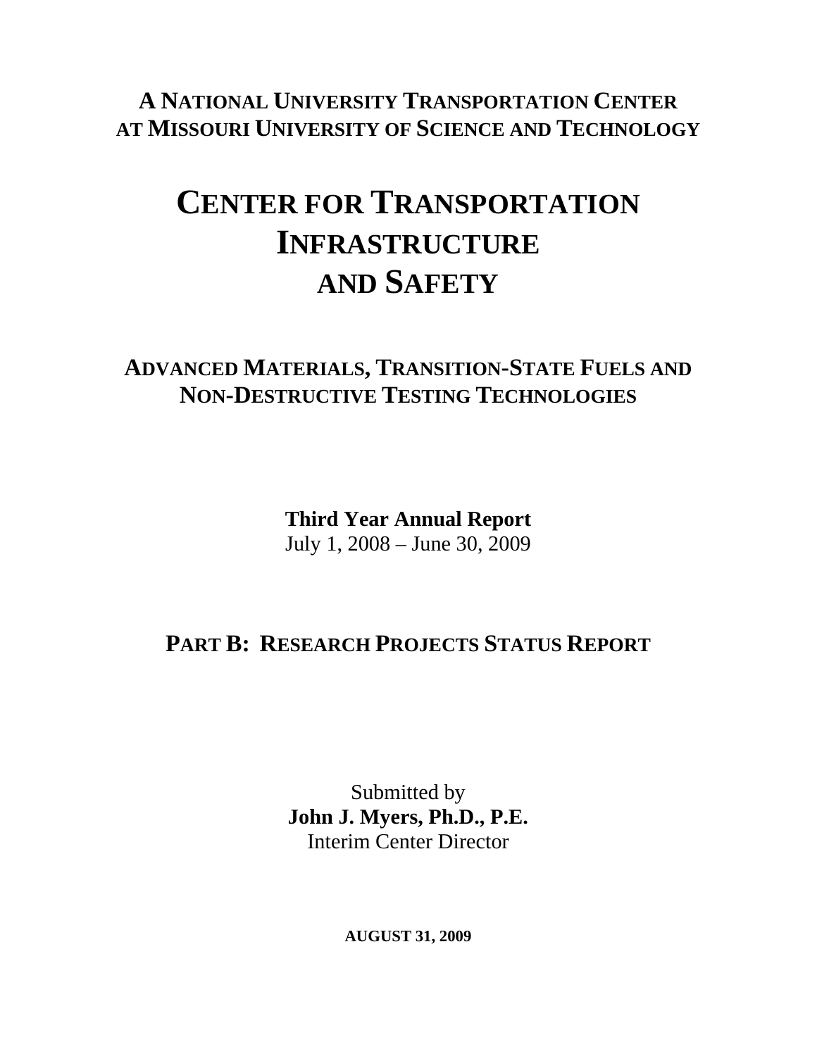**A NATIONAL UNIVERSITY TRANSPORTATION CENTER**
**AT MISSOURI UNIVERSITY OF SCIENCE AND TECHNOLOGY**

# CENTER FOR TRANSPORTATION INFRASTRUCTURE AND SAFETY

## ADVANCED MATERIALS, TRANSITION-STATE FUELS AND NON-DESTRUCTIVE TESTING TECHNOLOGIES

**Third Year Annual Report**
July 1, 2008 – June 30, 2009

## PART B: RESEARCH PROJECTS STATUS REPORT

Submitted by
**John J. Myers, Ph.D., P.E.**
Interim Center Director

**AUGUST 31, 2009**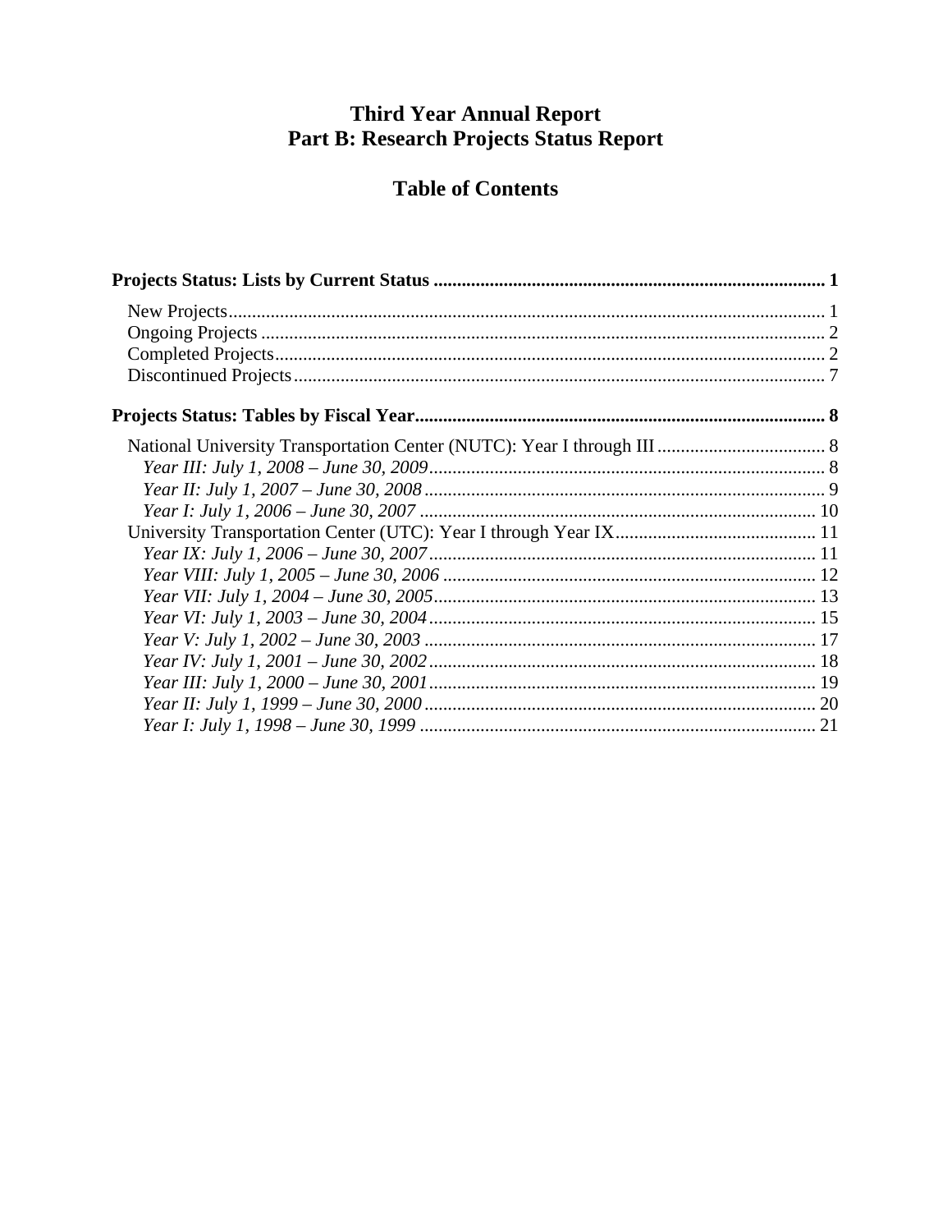# Third Year Annual Report
# Part B: Research Projects Status Report

## Table of Contents

**Projects Status: Lists by Current Status** ..... 1

- New Projects ..... 1
- Ongoing Projects ..... 2
- Completed Projects ..... 2
- Discontinued Projects ..... 7

**Projects Status: Tables by Fiscal Year** ..... 8

- National University Transportation Center (NUTC): Year I through III ..... 8
  - *Year III: July 1, 2008 – June 30, 2009* ..... 8
  - *Year II: July 1, 2007 – June 30, 2008* ..... 9
  - *Year I: July 1, 2006 – June 30, 2007* ..... 10
- University Transportation Center (UTC): Year I through Year IX ..... 11
  - *Year IX: July 1, 2006 – June 30, 2007* ..... 11
  - *Year VIII: July 1, 2005 – June 30, 2006* ..... 12
  - *Year VII: July 1, 2004 – June 30, 2005* ..... 13
  - *Year VI: July 1, 2003 – June 30, 2004* ..... 15
  - *Year V: July 1, 2002 – June 30, 2003* ..... 17
  - *Year IV: July 1, 2001 – June 30, 2002* ..... 18
  - *Year III: July 1, 2000 – June 30, 2001* ..... 19
  - *Year II: July 1, 1999 – June 30, 2000* ..... 20
  - *Year I: July 1, 1998 – June 30, 1999* ..... 21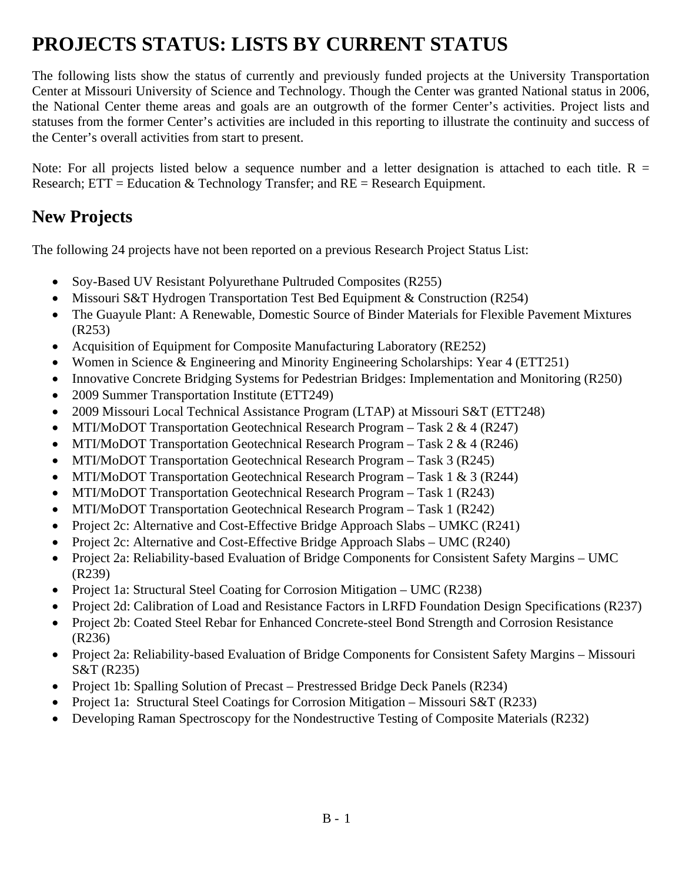# PROJECTS STATUS: LISTS BY CURRENT STATUS

The following lists show the status of currently and previously funded projects at the University Transportation Center at Missouri University of Science and Technology. Though the Center was granted National status in 2006, the National Center theme areas and goals are an outgrowth of the former Center's activities. Project lists and statuses from the former Center's activities are included in this reporting to illustrate the continuity and success of the Center's overall activities from start to present.

Note: For all projects listed below a sequence number and a letter designation is attached to each title. R = Research; ETT = Education & Technology Transfer; and RE = Research Equipment.

## New Projects

The following 24 projects have not been reported on a previous Research Project Status List:

- Soy-Based UV Resistant Polyurethane Pultruded Composites (R255)
- Missouri S&T Hydrogen Transportation Test Bed Equipment & Construction (R254)
- The Guayule Plant: A Renewable, Domestic Source of Binder Materials for Flexible Pavement Mixtures (R253)
- Acquisition of Equipment for Composite Manufacturing Laboratory (RE252)
- Women in Science & Engineering and Minority Engineering Scholarships: Year 4 (ETT251)
- Innovative Concrete Bridging Systems for Pedestrian Bridges: Implementation and Monitoring (R250)
- 2009 Summer Transportation Institute (ETT249)
- 2009 Missouri Local Technical Assistance Program (LTAP) at Missouri S&T (ETT248)
- MTI/MoDOT Transportation Geotechnical Research Program – Task 2 & 4 (R247)
- MTI/MoDOT Transportation Geotechnical Research Program – Task 2 & 4 (R246)
- MTI/MoDOT Transportation Geotechnical Research Program – Task 3 (R245)
- MTI/MoDOT Transportation Geotechnical Research Program – Task 1 & 3 (R244)
- MTI/MoDOT Transportation Geotechnical Research Program – Task 1 (R243)
- MTI/MoDOT Transportation Geotechnical Research Program – Task 1 (R242)
- Project 2c: Alternative and Cost-Effective Bridge Approach Slabs – UMKC (R241)
- Project 2c: Alternative and Cost-Effective Bridge Approach Slabs – UMC (R240)
- Project 2a: Reliability-based Evaluation of Bridge Components for Consistent Safety Margins – UMC (R239)
- Project 1a: Structural Steel Coating for Corrosion Mitigation – UMC (R238)
- Project 2d: Calibration of Load and Resistance Factors in LRFD Foundation Design Specifications (R237)
- Project 2b: Coated Steel Rebar for Enhanced Concrete-steel Bond Strength and Corrosion Resistance (R236)
- Project 2a: Reliability-based Evaluation of Bridge Components for Consistent Safety Margins – Missouri S&T (R235)
- Project 1b: Spalling Solution of Precast – Prestressed Bridge Deck Panels (R234)
- Project 1a: Structural Steel Coatings for Corrosion Mitigation – Missouri S&T (R233)
- Developing Raman Spectroscopy for the Nondestructive Testing of Composite Materials (R232)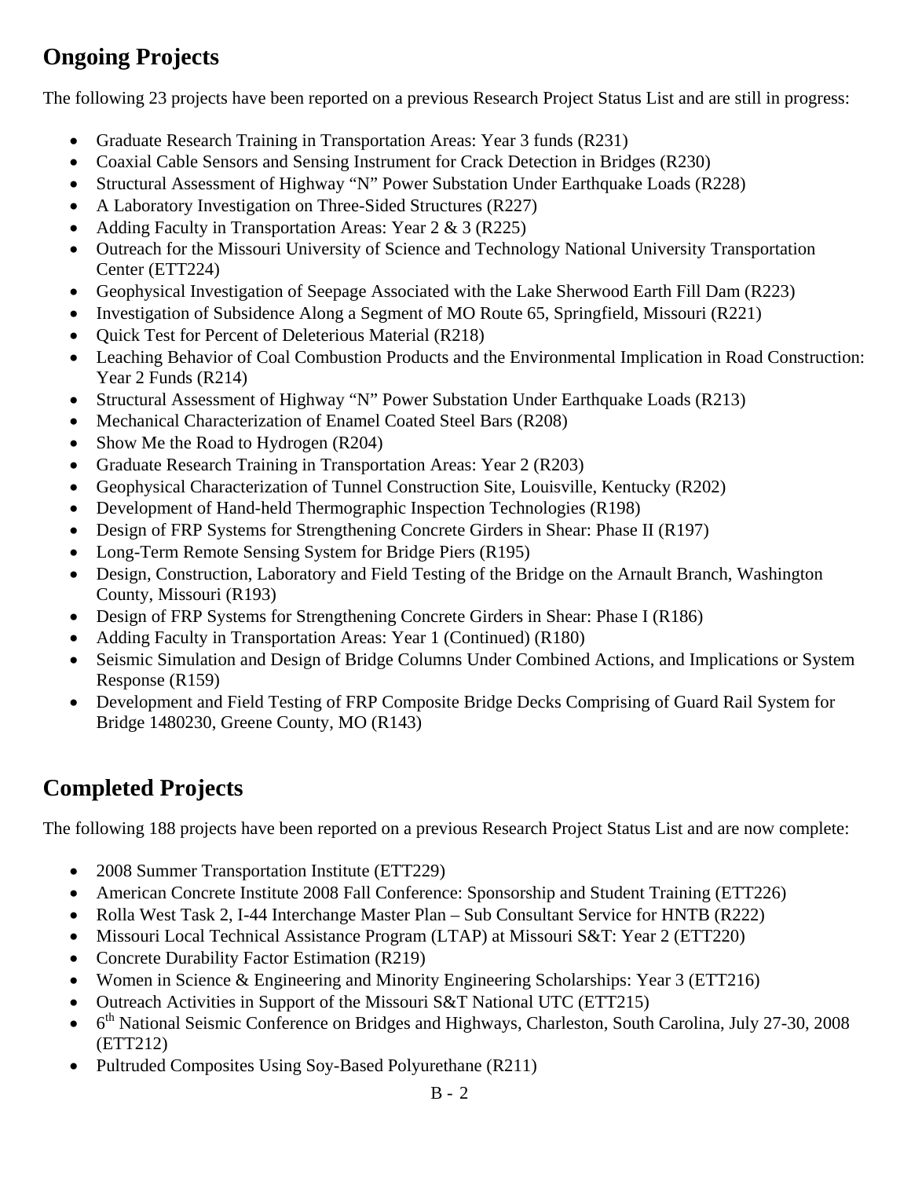## Ongoing Projects

The following 23 projects have been reported on a previous Research Project Status List and are still in progress:

- Graduate Research Training in Transportation Areas: Year 3 funds (R231)
- Coaxial Cable Sensors and Sensing Instrument for Crack Detection in Bridges (R230)
- Structural Assessment of Highway "N" Power Substation Under Earthquake Loads (R228)
- A Laboratory Investigation on Three-Sided Structures (R227)
- Adding Faculty in Transportation Areas: Year 2 & 3 (R225)
- Outreach for the Missouri University of Science and Technology National University Transportation Center (ETT224)
- Geophysical Investigation of Seepage Associated with the Lake Sherwood Earth Fill Dam (R223)
- Investigation of Subsidence Along a Segment of MO Route 65, Springfield, Missouri (R221)
- Quick Test for Percent of Deleterious Material (R218)
- Leaching Behavior of Coal Combustion Products and the Environmental Implication in Road Construction: Year 2 Funds (R214)
- Structural Assessment of Highway "N" Power Substation Under Earthquake Loads (R213)
- Mechanical Characterization of Enamel Coated Steel Bars (R208)
- Show Me the Road to Hydrogen (R204)
- Graduate Research Training in Transportation Areas: Year 2 (R203)
- Geophysical Characterization of Tunnel Construction Site, Louisville, Kentucky (R202)
- Development of Hand-held Thermographic Inspection Technologies (R198)
- Design of FRP Systems for Strengthening Concrete Girders in Shear: Phase II (R197)
- Long-Term Remote Sensing System for Bridge Piers (R195)
- Design, Construction, Laboratory and Field Testing of the Bridge on the Arnault Branch, Washington County, Missouri (R193)
- Design of FRP Systems for Strengthening Concrete Girders in Shear: Phase I (R186)
- Adding Faculty in Transportation Areas: Year 1 (Continued) (R180)
- Seismic Simulation and Design of Bridge Columns Under Combined Actions, and Implications or System Response (R159)
- Development and Field Testing of FRP Composite Bridge Decks Comprising of Guard Rail System for Bridge 1480230, Greene County, MO (R143)

## Completed Projects

The following 188 projects have been reported on a previous Research Project Status List and are now complete:

- 2008 Summer Transportation Institute (ETT229)
- American Concrete Institute 2008 Fall Conference: Sponsorship and Student Training (ETT226)
- Rolla West Task 2, I-44 Interchange Master Plan – Sub Consultant Service for HNTB (R222)
- Missouri Local Technical Assistance Program (LTAP) at Missouri S&T: Year 2 (ETT220)
- Concrete Durability Factor Estimation (R219)
- Women in Science & Engineering and Minority Engineering Scholarships: Year 3 (ETT216)
- Outreach Activities in Support of the Missouri S&T National UTC (ETT215)
- 6th National Seismic Conference on Bridges and Highways, Charleston, South Carolina, July 27-30, 2008 (ETT212)
- Pultruded Composites Using Soy-Based Polyurethane (R211)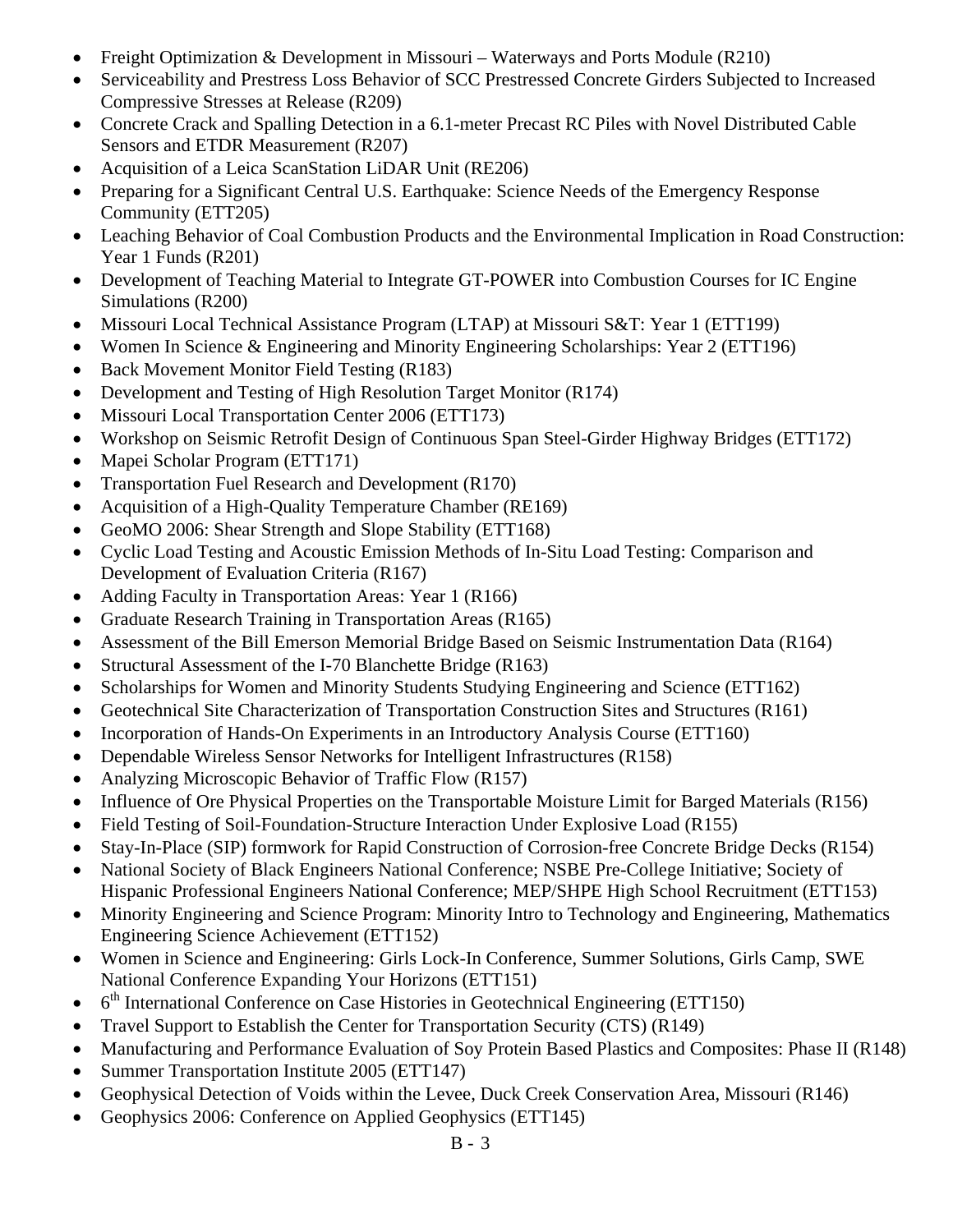- Freight Optimization & Development in Missouri – Waterways and Ports Module (R210)
- Serviceability and Prestress Loss Behavior of SCC Prestressed Concrete Girders Subjected to Increased Compressive Stresses at Release (R209)
- Concrete Crack and Spalling Detection in a 6.1-meter Precast RC Piles with Novel Distributed Cable Sensors and ETDR Measurement (R207)
- Acquisition of a Leica ScanStation LiDAR Unit (RE206)
- Preparing for a Significant Central U.S. Earthquake: Science Needs of the Emergency Response Community (ETT205)
- Leaching Behavior of Coal Combustion Products and the Environmental Implication in Road Construction: Year 1 Funds (R201)
- Development of Teaching Material to Integrate GT-POWER into Combustion Courses for IC Engine Simulations (R200)
- Missouri Local Technical Assistance Program (LTAP) at Missouri S&T: Year 1 (ETT199)
- Women In Science & Engineering and Minority Engineering Scholarships: Year 2 (ETT196)
- Back Movement Monitor Field Testing (R183)
- Development and Testing of High Resolution Target Monitor (R174)
- Missouri Local Transportation Center 2006 (ETT173)
- Workshop on Seismic Retrofit Design of Continuous Span Steel-Girder Highway Bridges (ETT172)
- Mapei Scholar Program (ETT171)
- Transportation Fuel Research and Development (R170)
- Acquisition of a High-Quality Temperature Chamber (RE169)
- GeoMO 2006: Shear Strength and Slope Stability (ETT168)
- Cyclic Load Testing and Acoustic Emission Methods of In-Situ Load Testing: Comparison and Development of Evaluation Criteria (R167)
- Adding Faculty in Transportation Areas: Year 1 (R166)
- Graduate Research Training in Transportation Areas (R165)
- Assessment of the Bill Emerson Memorial Bridge Based on Seismic Instrumentation Data (R164)
- Structural Assessment of the I-70 Blanchette Bridge (R163)
- Scholarships for Women and Minority Students Studying Engineering and Science (ETT162)
- Geotechnical Site Characterization of Transportation Construction Sites and Structures (R161)
- Incorporation of Hands-On Experiments in an Introductory Analysis Course (ETT160)
- Dependable Wireless Sensor Networks for Intelligent Infrastructures (R158)
- Analyzing Microscopic Behavior of Traffic Flow (R157)
- Influence of Ore Physical Properties on the Transportable Moisture Limit for Barged Materials (R156)
- Field Testing of Soil-Foundation-Structure Interaction Under Explosive Load (R155)
- Stay-In-Place (SIP) formwork for Rapid Construction of Corrosion-free Concrete Bridge Decks (R154)
- National Society of Black Engineers National Conference; NSBE Pre-College Initiative; Society of Hispanic Professional Engineers National Conference; MEP/SHPE High School Recruitment (ETT153)
- Minority Engineering and Science Program: Minority Intro to Technology and Engineering, Mathematics Engineering Science Achievement (ETT152)
- Women in Science and Engineering: Girls Lock-In Conference, Summer Solutions, Girls Camp, SWE National Conference Expanding Your Horizons (ETT151)
- 6th International Conference on Case Histories in Geotechnical Engineering (ETT150)
- Travel Support to Establish the Center for Transportation Security (CTS) (R149)
- Manufacturing and Performance Evaluation of Soy Protein Based Plastics and Composites: Phase II (R148)
- Summer Transportation Institute 2005 (ETT147)
- Geophysical Detection of Voids within the Levee, Duck Creek Conservation Area, Missouri (R146)
- Geophysics 2006: Conference on Applied Geophysics (ETT145)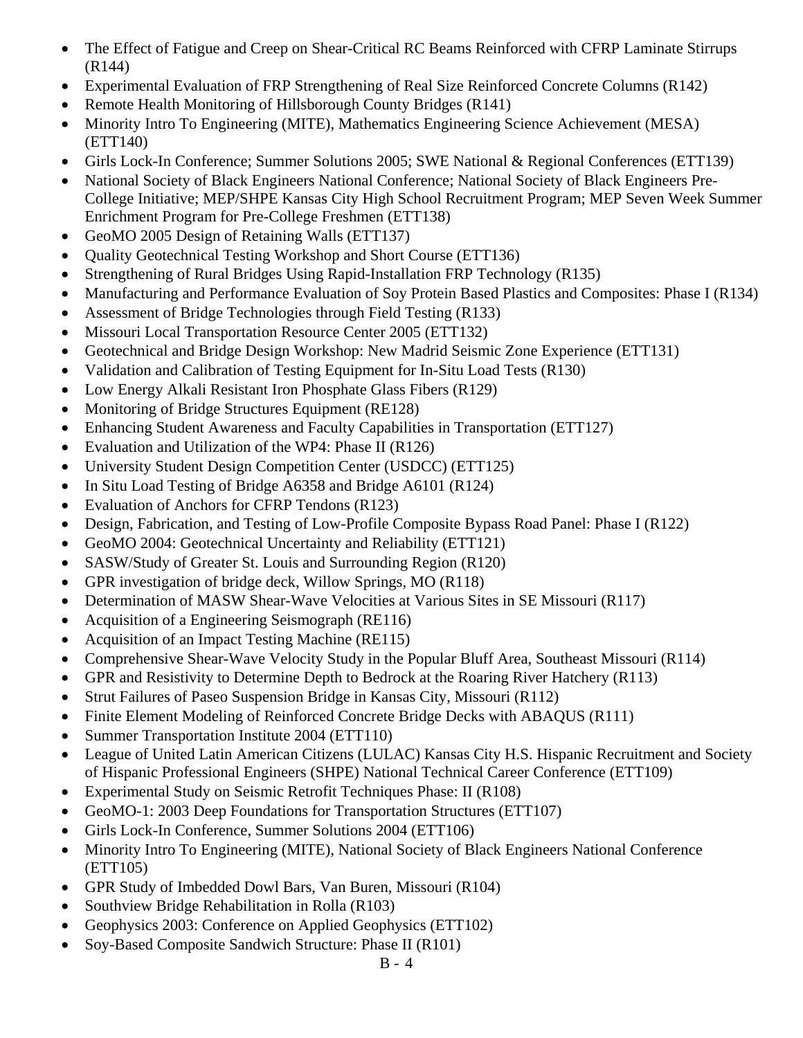- The Effect of Fatigue and Creep on Shear-Critical RC Beams Reinforced with CFRP Laminate Stirrups (R144)
- Experimental Evaluation of FRP Strengthening of Real Size Reinforced Concrete Columns (R142)
- Remote Health Monitoring of Hillsborough County Bridges (R141)
- Minority Intro To Engineering (MITE), Mathematics Engineering Science Achievement (MESA) (ETT140)
- Girls Lock-In Conference; Summer Solutions 2005; SWE National & Regional Conferences (ETT139)
- National Society of Black Engineers National Conference; National Society of Black Engineers Pre-College Initiative; MEP/SHPE Kansas City High School Recruitment Program; MEP Seven Week Summer Enrichment Program for Pre-College Freshmen (ETT138)
- GeoMO 2005 Design of Retaining Walls (ETT137)
- Quality Geotechnical Testing Workshop and Short Course (ETT136)
- Strengthening of Rural Bridges Using Rapid-Installation FRP Technology (R135)
- Manufacturing and Performance Evaluation of Soy Protein Based Plastics and Composites: Phase I (R134)
- Assessment of Bridge Technologies through Field Testing (R133)
- Missouri Local Transportation Resource Center 2005 (ETT132)
- Geotechnical and Bridge Design Workshop: New Madrid Seismic Zone Experience (ETT131)
- Validation and Calibration of Testing Equipment for In-Situ Load Tests (R130)
- Low Energy Alkali Resistant Iron Phosphate Glass Fibers (R129)
- Monitoring of Bridge Structures Equipment (RE128)
- Enhancing Student Awareness and Faculty Capabilities in Transportation (ETT127)
- Evaluation and Utilization of the WP4: Phase II (R126)
- University Student Design Competition Center (USDCC) (ETT125)
- In Situ Load Testing of Bridge A6358 and Bridge A6101 (R124)
- Evaluation of Anchors for CFRP Tendons (R123)
- Design, Fabrication, and Testing of Low-Profile Composite Bypass Road Panel: Phase I (R122)
- GeoMO 2004: Geotechnical Uncertainty and Reliability (ETT121)
- SASW/Study of Greater St. Louis and Surrounding Region (R120)
- GPR investigation of bridge deck, Willow Springs, MO (R118)
- Determination of MASW Shear-Wave Velocities at Various Sites in SE Missouri (R117)
- Acquisition of a Engineering Seismograph (RE116)
- Acquisition of an Impact Testing Machine (RE115)
- Comprehensive Shear-Wave Velocity Study in the Popular Bluff Area, Southeast Missouri (R114)
- GPR and Resistivity to Determine Depth to Bedrock at the Roaring River Hatchery (R113)
- Strut Failures of Paseo Suspension Bridge in Kansas City, Missouri (R112)
- Finite Element Modeling of Reinforced Concrete Bridge Decks with ABAQUS (R111)
- Summer Transportation Institute 2004 (ETT110)
- League of United Latin American Citizens (LULAC) Kansas City H.S. Hispanic Recruitment and Society of Hispanic Professional Engineers (SHPE) National Technical Career Conference (ETT109)
- Experimental Study on Seismic Retrofit Techniques Phase: II (R108)
- GeoMO-1: 2003 Deep Foundations for Transportation Structures (ETT107)
- Girls Lock-In Conference, Summer Solutions 2004 (ETT106)
- Minority Intro To Engineering (MITE), National Society of Black Engineers National Conference (ETT105)
- GPR Study of Imbedded Dowl Bars, Van Buren, Missouri (R104)
- Southview Bridge Rehabilitation in Rolla (R103)
- Geophysics 2003: Conference on Applied Geophysics (ETT102)
- Soy-Based Composite Sandwich Structure: Phase II (R101)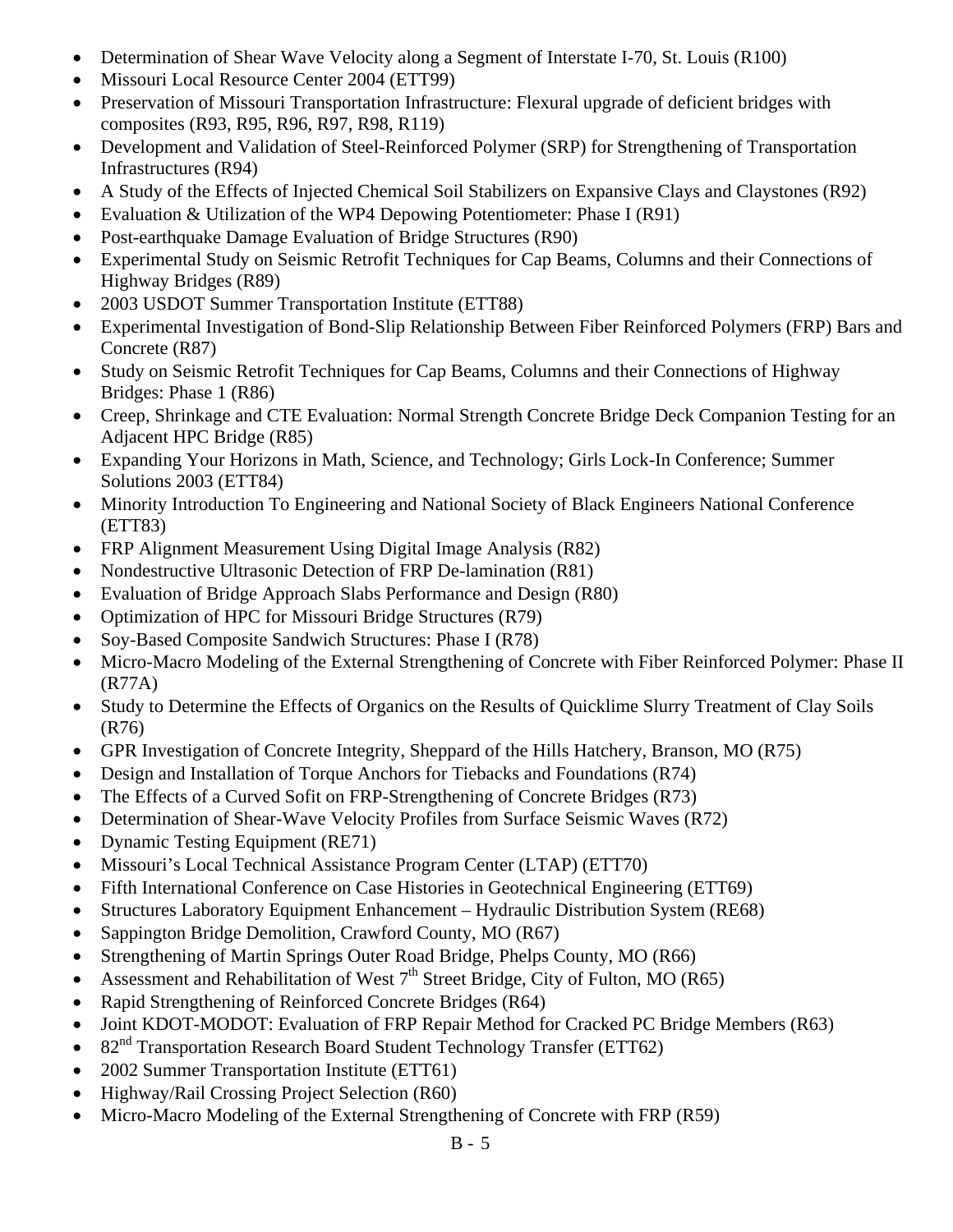- Determination of Shear Wave Velocity along a Segment of Interstate I-70, St. Louis (R100)
- Missouri Local Resource Center 2004 (ETT99)
- Preservation of Missouri Transportation Infrastructure: Flexural upgrade of deficient bridges with composites (R93, R95, R96, R97, R98, R119)
- Development and Validation of Steel-Reinforced Polymer (SRP) for Strengthening of Transportation Infrastructures (R94)
- A Study of the Effects of Injected Chemical Soil Stabilizers on Expansive Clays and Claystones (R92)
- Evaluation & Utilization of the WP4 Depowing Potentiometer: Phase I (R91)
- Post-earthquake Damage Evaluation of Bridge Structures (R90)
- Experimental Study on Seismic Retrofit Techniques for Cap Beams, Columns and their Connections of Highway Bridges (R89)
- 2003 USDOT Summer Transportation Institute (ETT88)
- Experimental Investigation of Bond-Slip Relationship Between Fiber Reinforced Polymers (FRP) Bars and Concrete (R87)
- Study on Seismic Retrofit Techniques for Cap Beams, Columns and their Connections of Highway Bridges: Phase 1 (R86)
- Creep, Shrinkage and CTE Evaluation: Normal Strength Concrete Bridge Deck Companion Testing for an Adjacent HPC Bridge (R85)
- Expanding Your Horizons in Math, Science, and Technology; Girls Lock-In Conference; Summer Solutions 2003 (ETT84)
- Minority Introduction To Engineering and National Society of Black Engineers National Conference (ETT83)
- FRP Alignment Measurement Using Digital Image Analysis (R82)
- Nondestructive Ultrasonic Detection of FRP De-lamination (R81)
- Evaluation of Bridge Approach Slabs Performance and Design (R80)
- Optimization of HPC for Missouri Bridge Structures (R79)
- Soy-Based Composite Sandwich Structures: Phase I (R78)
- Micro-Macro Modeling of the External Strengthening of Concrete with Fiber Reinforced Polymer: Phase II (R77A)
- Study to Determine the Effects of Organics on the Results of Quicklime Slurry Treatment of Clay Soils (R76)
- GPR Investigation of Concrete Integrity, Sheppard of the Hills Hatchery, Branson, MO (R75)
- Design and Installation of Torque Anchors for Tiebacks and Foundations (R74)
- The Effects of a Curved Sofit on FRP-Strengthening of Concrete Bridges (R73)
- Determination of Shear-Wave Velocity Profiles from Surface Seismic Waves (R72)
- Dynamic Testing Equipment (RE71)
- Missouri's Local Technical Assistance Program Center (LTAP) (ETT70)
- Fifth International Conference on Case Histories in Geotechnical Engineering (ETT69)
- Structures Laboratory Equipment Enhancement – Hydraulic Distribution System (RE68)
- Sappington Bridge Demolition, Crawford County, MO (R67)
- Strengthening of Martin Springs Outer Road Bridge, Phelps County, MO (R66)
- Assessment and Rehabilitation of West 7th Street Bridge, City of Fulton, MO (R65)
- Rapid Strengthening of Reinforced Concrete Bridges (R64)
- Joint KDOT-MODOT: Evaluation of FRP Repair Method for Cracked PC Bridge Members (R63)
- 82nd Transportation Research Board Student Technology Transfer (ETT62)
- 2002 Summer Transportation Institute (ETT61)
- Highway/Rail Crossing Project Selection (R60)
- Micro-Macro Modeling of the External Strengthening of Concrete with FRP (R59)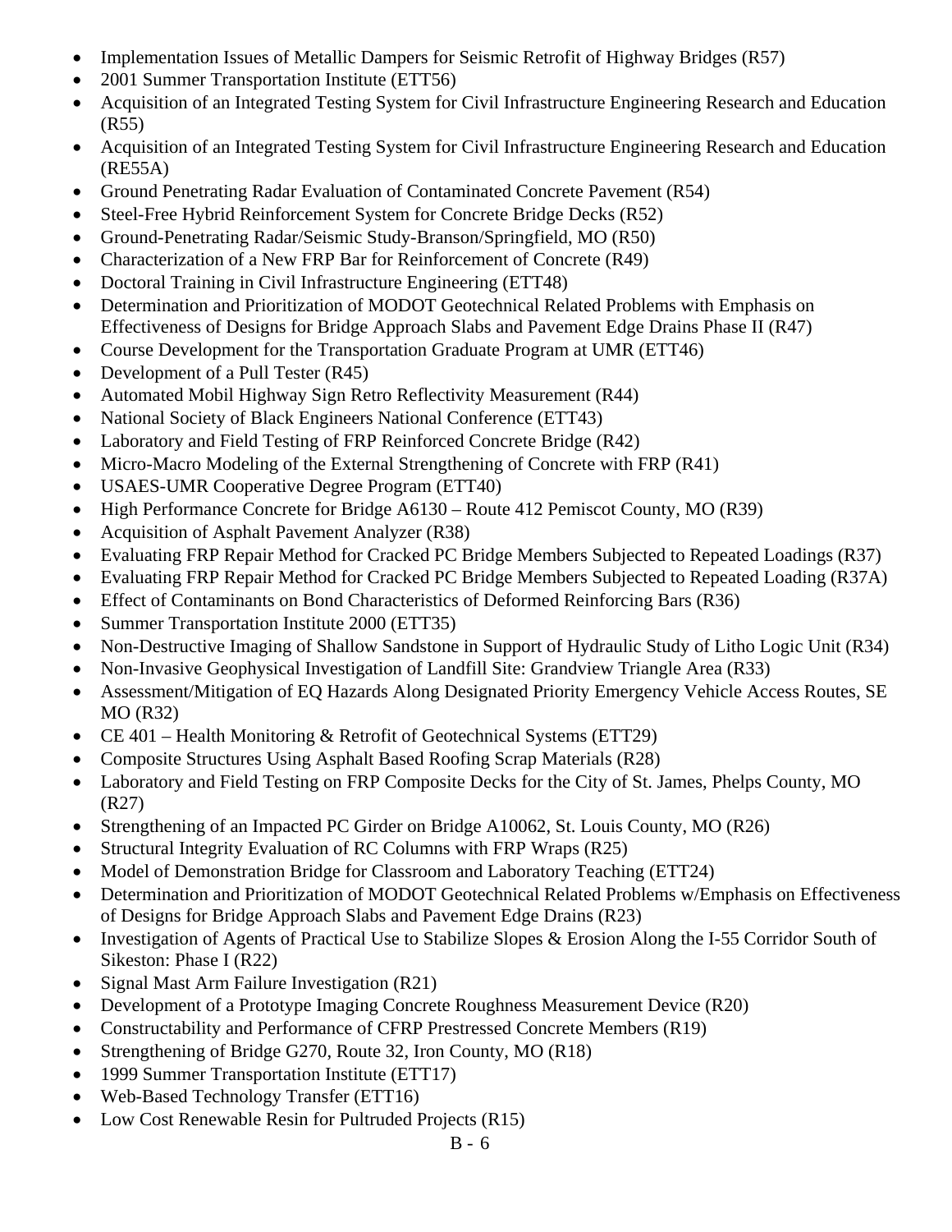- Implementation Issues of Metallic Dampers for Seismic Retrofit of Highway Bridges (R57)
- 2001 Summer Transportation Institute (ETT56)
- Acquisition of an Integrated Testing System for Civil Infrastructure Engineering Research and Education (R55)
- Acquisition of an Integrated Testing System for Civil Infrastructure Engineering Research and Education (RE55A)
- Ground Penetrating Radar Evaluation of Contaminated Concrete Pavement (R54)
- Steel-Free Hybrid Reinforcement System for Concrete Bridge Decks (R52)
- Ground-Penetrating Radar/Seismic Study-Branson/Springfield, MO (R50)
- Characterization of a New FRP Bar for Reinforcement of Concrete (R49)
- Doctoral Training in Civil Infrastructure Engineering (ETT48)
- Determination and Prioritization of MODOT Geotechnical Related Problems with Emphasis on Effectiveness of Designs for Bridge Approach Slabs and Pavement Edge Drains Phase II (R47)
- Course Development for the Transportation Graduate Program at UMR (ETT46)
- Development of a Pull Tester (R45)
- Automated Mobil Highway Sign Retro Reflectivity Measurement (R44)
- National Society of Black Engineers National Conference (ETT43)
- Laboratory and Field Testing of FRP Reinforced Concrete Bridge (R42)
- Micro-Macro Modeling of the External Strengthening of Concrete with FRP (R41)
- USAES-UMR Cooperative Degree Program (ETT40)
- High Performance Concrete for Bridge A6130 – Route 412 Pemiscot County, MO (R39)
- Acquisition of Asphalt Pavement Analyzer (R38)
- Evaluating FRP Repair Method for Cracked PC Bridge Members Subjected to Repeated Loadings (R37)
- Evaluating FRP Repair Method for Cracked PC Bridge Members Subjected to Repeated Loading (R37A)
- Effect of Contaminants on Bond Characteristics of Deformed Reinforcing Bars (R36)
- Summer Transportation Institute 2000 (ETT35)
- Non-Destructive Imaging of Shallow Sandstone in Support of Hydraulic Study of Litho Logic Unit (R34)
- Non-Invasive Geophysical Investigation of Landfill Site: Grandview Triangle Area (R33)
- Assessment/Mitigation of EQ Hazards Along Designated Priority Emergency Vehicle Access Routes, SE MO (R32)
- CE 401 – Health Monitoring & Retrofit of Geotechnical Systems (ETT29)
- Composite Structures Using Asphalt Based Roofing Scrap Materials (R28)
- Laboratory and Field Testing on FRP Composite Decks for the City of St. James, Phelps County, MO (R27)
- Strengthening of an Impacted PC Girder on Bridge A10062, St. Louis County, MO (R26)
- Structural Integrity Evaluation of RC Columns with FRP Wraps (R25)
- Model of Demonstration Bridge for Classroom and Laboratory Teaching (ETT24)
- Determination and Prioritization of MODOT Geotechnical Related Problems w/Emphasis on Effectiveness of Designs for Bridge Approach Slabs and Pavement Edge Drains (R23)
- Investigation of Agents of Practical Use to Stabilize Slopes & Erosion Along the I-55 Corridor South of Sikeston: Phase I (R22)
- Signal Mast Arm Failure Investigation (R21)
- Development of a Prototype Imaging Concrete Roughness Measurement Device (R20)
- Constructability and Performance of CFRP Prestressed Concrete Members (R19)
- Strengthening of Bridge G270, Route 32, Iron County, MO (R18)
- 1999 Summer Transportation Institute (ETT17)
- Web-Based Technology Transfer (ETT16)
- Low Cost Renewable Resin for Pultruded Projects (R15)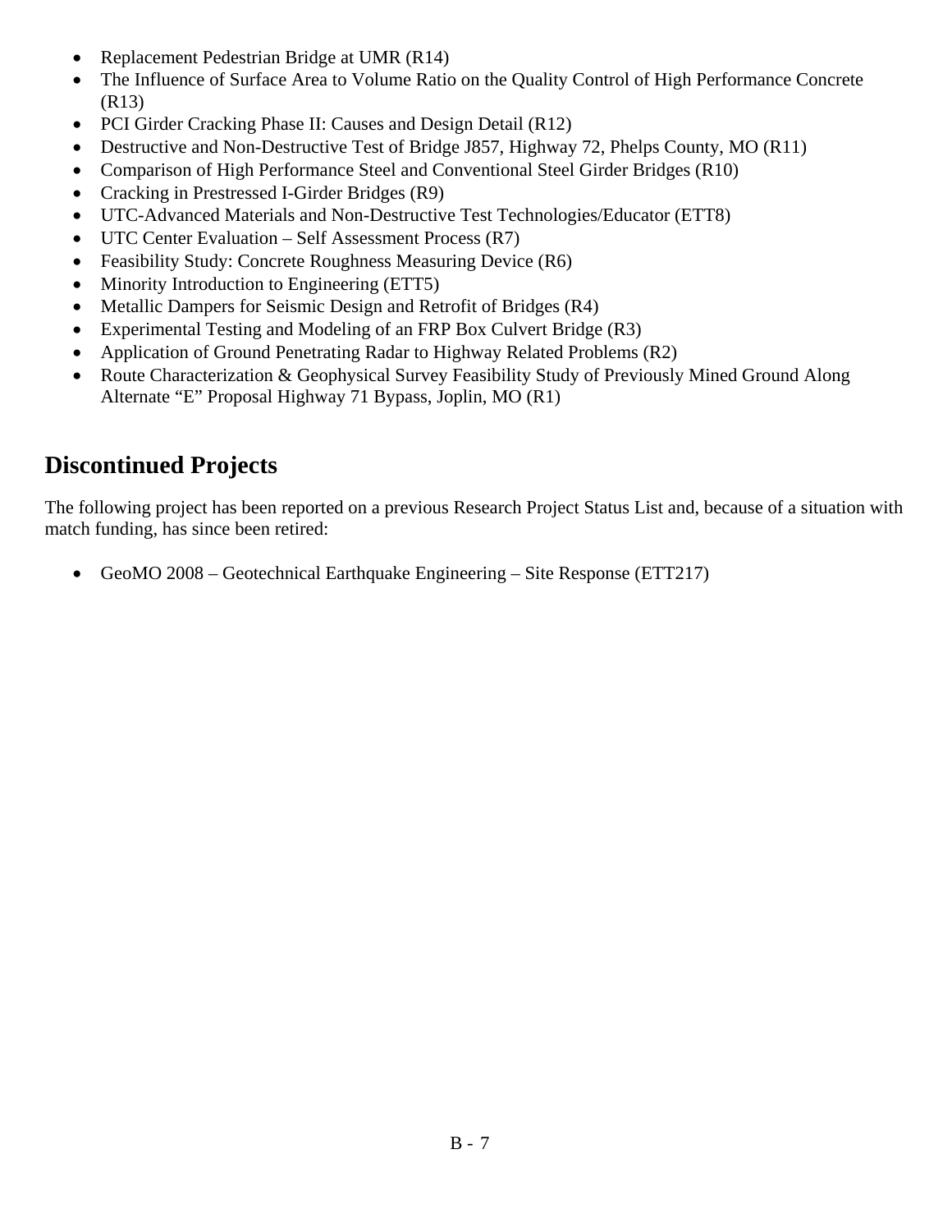- Replacement Pedestrian Bridge at UMR (R14)
- The Influence of Surface Area to Volume Ratio on the Quality Control of High Performance Concrete (R13)
- PCI Girder Cracking Phase II: Causes and Design Detail (R12)
- Destructive and Non-Destructive Test of Bridge J857, Highway 72, Phelps County, MO (R11)
- Comparison of High Performance Steel and Conventional Steel Girder Bridges (R10)
- Cracking in Prestressed I-Girder Bridges (R9)
- UTC-Advanced Materials and Non-Destructive Test Technologies/Educator (ETT8)
- UTC Center Evaluation – Self Assessment Process (R7)
- Feasibility Study: Concrete Roughness Measuring Device (R6)
- Minority Introduction to Engineering (ETT5)
- Metallic Dampers for Seismic Design and Retrofit of Bridges (R4)
- Experimental Testing and Modeling of an FRP Box Culvert Bridge (R3)
- Application of Ground Penetrating Radar to Highway Related Problems (R2)
- Route Characterization & Geophysical Survey Feasibility Study of Previously Mined Ground Along Alternate "E" Proposal Highway 71 Bypass, Joplin, MO (R1)

## Discontinued Projects

The following project has been reported on a previous Research Project Status List and, because of a situation with match funding, has since been retired:

- GeoMO 2008 – Geotechnical Earthquake Engineering – Site Response (ETT217)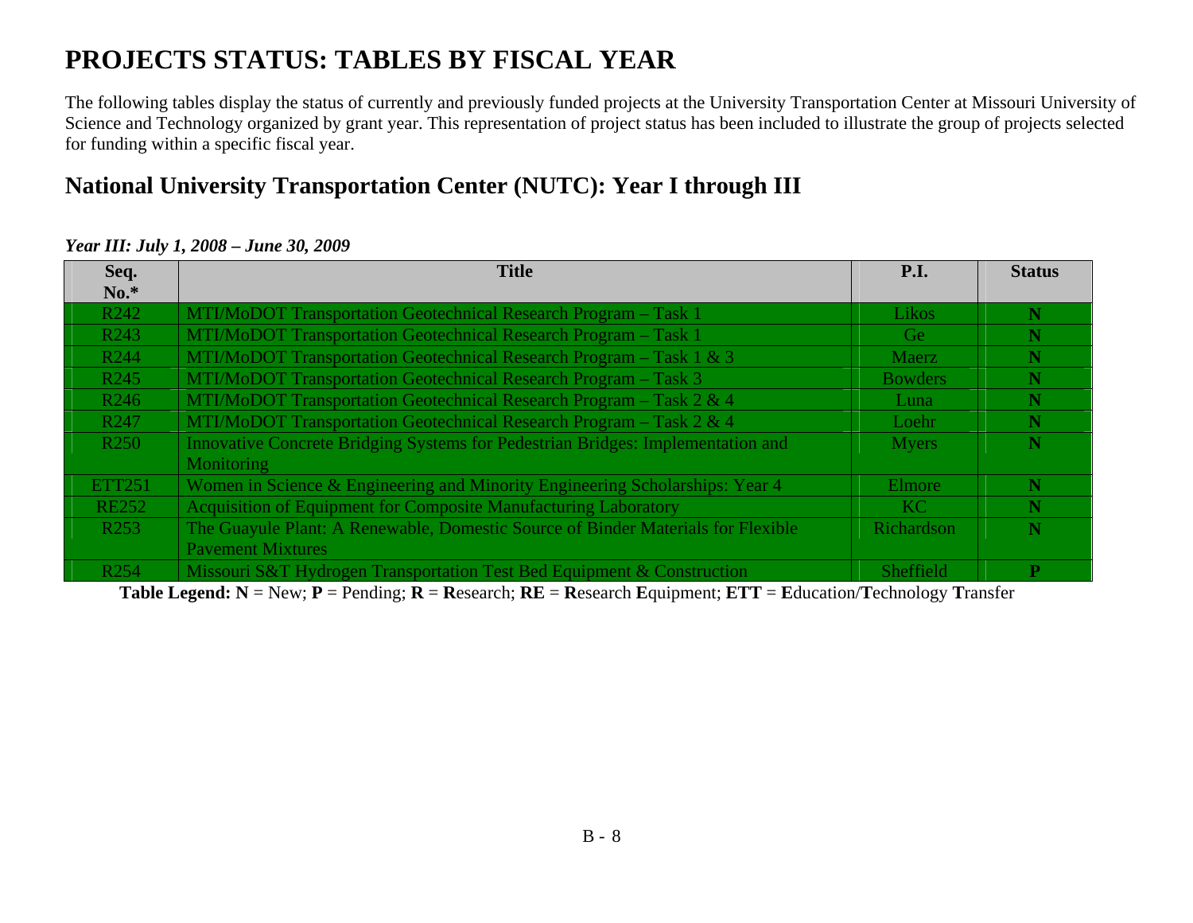# PROJECTS STATUS: TABLES BY FISCAL YEAR

The following tables display the status of currently and previously funded projects at the University Transportation Center at Missouri University of Science and Technology organized by grant year. This representation of project status has been included to illustrate the group of projects selected for funding within a specific fiscal year.

## National University Transportation Center (NUTC): Year I through III

***Year III: July 1, 2008 – June 30, 2009***

| Seq. No.* | Title | P.I. | Status |
|---|---|---|---|
| R242 | MTI/MoDOT Transportation Geotechnical Research Program – Task 1 | Likos | **N** |
| R243 | MTI/MoDOT Transportation Geotechnical Research Program – Task 1 | Ge | **N** |
| R244 | MTI/MoDOT Transportation Geotechnical Research Program – Task 1 & 3 | Maerz | **N** |
| R245 | MTI/MoDOT Transportation Geotechnical Research Program – Task 3 | Bowders | **N** |
| R246 | MTI/MoDOT Transportation Geotechnical Research Program – Task 2 & 4 | Luna | **N** |
| R247 | MTI/MoDOT Transportation Geotechnical Research Program – Task 2 & 4 | Loehr | **N** |
| R250 | Innovative Concrete Bridging Systems for Pedestrian Bridges: Implementation and Monitoring | Myers | **N** |
| ETT251 | Women in Science & Engineering and Minority Engineering Scholarships: Year 4 | Elmore | **N** |
| RE252 | Acquisition of Equipment for Composite Manufacturing Laboratory | KC | **N** |
| R253 | The Guayule Plant: A Renewable, Domestic Source of Binder Materials for Flexible Pavement Mixtures | Richardson | **N** |
| R254 | Missouri S&T Hydrogen Transportation Test Bed Equipment & Construction | Sheffield | **P** |

**Table Legend:** **N** = New; **P** = Pending; **R** = **R**esearch; **RE** = **R**esearch **E**quipment; **ETT** = **E**ducation/**T**echnology **T**ransfer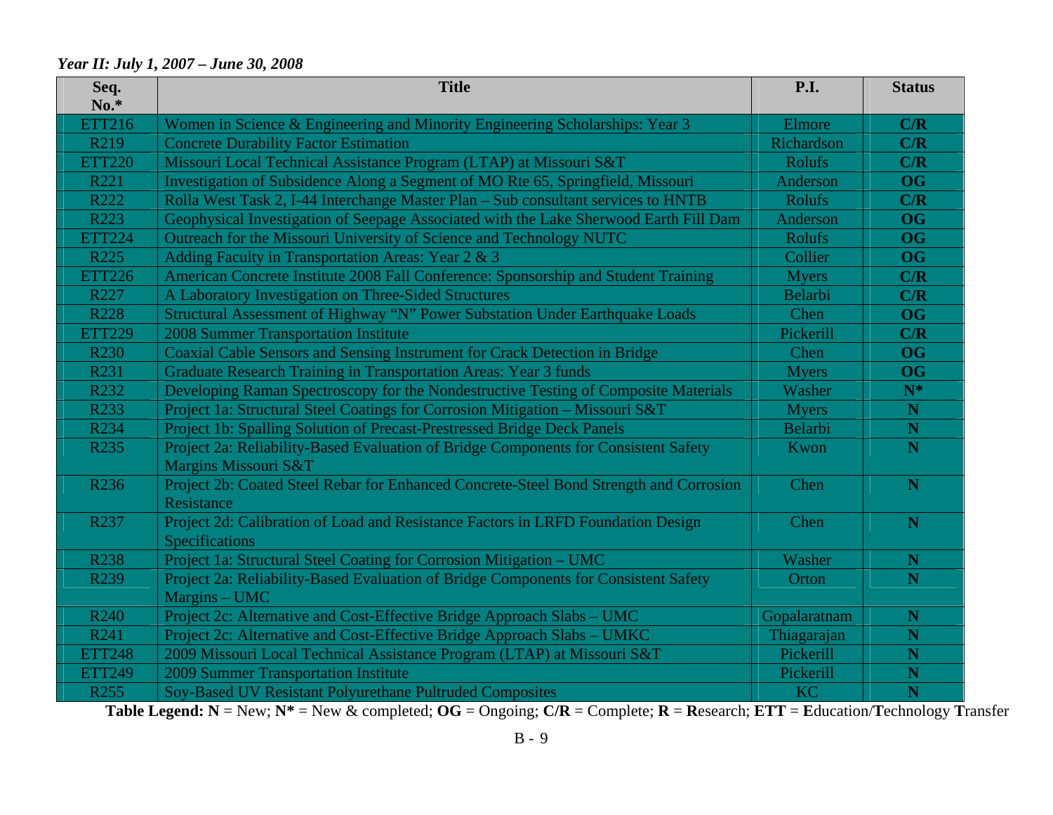*Year II: July 1, 2007 – June 30, 2008*

| Seq. No.* | Title | P.I. | Status |
|---|---|---|---|
| ETT216 | Women in Science & Engineering and Minority Engineering Scholarships: Year 3 | Elmore | **C/R** |
| R219 | Concrete Durability Factor Estimation | Richardson | **C/R** |
| ETT220 | Missouri Local Technical Assistance Program (LTAP) at Missouri S&T | Rolufs | **C/R** |
| R221 | Investigation of Subsidence Along a Segment of MO Rte 65, Springfield, Missouri | Anderson | **OG** |
| R222 | Rolla West Task 2, I-44 Interchange Master Plan – Sub consultant services to HNTB | Rolufs | **C/R** |
| R223 | Geophysical Investigation of Seepage Associated with the Lake Sherwood Earth Fill Dam | Anderson | **OG** |
| ETT224 | Outreach for the Missouri University of Science and Technology NUTC | Rolufs | **OG** |
| R225 | Adding Faculty in Transportation Areas: Year 2 & 3 | Collier | **OG** |
| ETT226 | American Concrete Institute 2008 Fall Conference: Sponsorship and Student Training | Myers | **C/R** |
| R227 | A Laboratory Investigation on Three-Sided Structures | Belarbi | **C/R** |
| R228 | Structural Assessment of Highway "N" Power Substation Under Earthquake Loads | Chen | **OG** |
| ETT229 | 2008 Summer Transportation Institute | Pickerill | **C/R** |
| R230 | Coaxial Cable Sensors and Sensing Instrument for Crack Detection in Bridge | Chen | **OG** |
| R231 | Graduate Research Training in Transportation Areas: Year 3 funds | Myers | **OG** |
| R232 | Developing Raman Spectroscopy for the Nondestructive Testing of Composite Materials | Washer | **N*** |
| R233 | Project 1a: Structural Steel Coatings for Corrosion Mitigation – Missouri S&T | Myers | **N** |
| R234 | Project 1b: Spalling Solution of Precast-Prestressed Bridge Deck Panels | Belarbi | **N** |
| R235 | Project 2a: Reliability-Based Evaluation of Bridge Components for Consistent Safety Margins Missouri S&T | Kwon | **N** |
| R236 | Project 2b: Coated Steel Rebar for Enhanced Concrete-Steel Bond Strength and Corrosion Resistance | Chen | **N** |
| R237 | Project 2d: Calibration of Load and Resistance Factors in LRFD Foundation Design Specifications | Chen | **N** |
| R238 | Project 1a: Structural Steel Coating for Corrosion Mitigation – UMC | Washer | **N** |
| R239 | Project 2a: Reliability-Based Evaluation of Bridge Components for Consistent Safety Margins – UMC | Orton | **N** |
| R240 | Project 2c: Alternative and Cost-Effective Bridge Approach Slabs – UMC | Gopalaratnam | **N** |
| R241 | Project 2c: Alternative and Cost-Effective Bridge Approach Slabs – UMKC | Thiagarajan | **N** |
| ETT248 | 2009 Missouri Local Technical Assistance Program (LTAP) at Missouri S&T | Pickerill | **N** |
| ETT249 | 2009 Summer Transportation Institute | Pickerill | **N** |
| R255 | Soy-Based UV Resistant Polyurethane Pultruded Composites | KC | **N** |

**Table Legend: N** = New; **N*** = New & completed; **OG** = Ongoing; **C/R** = Complete; **R** = **R**esearch; **ETT** = **E**ducation/**T**echnology **T**ransfer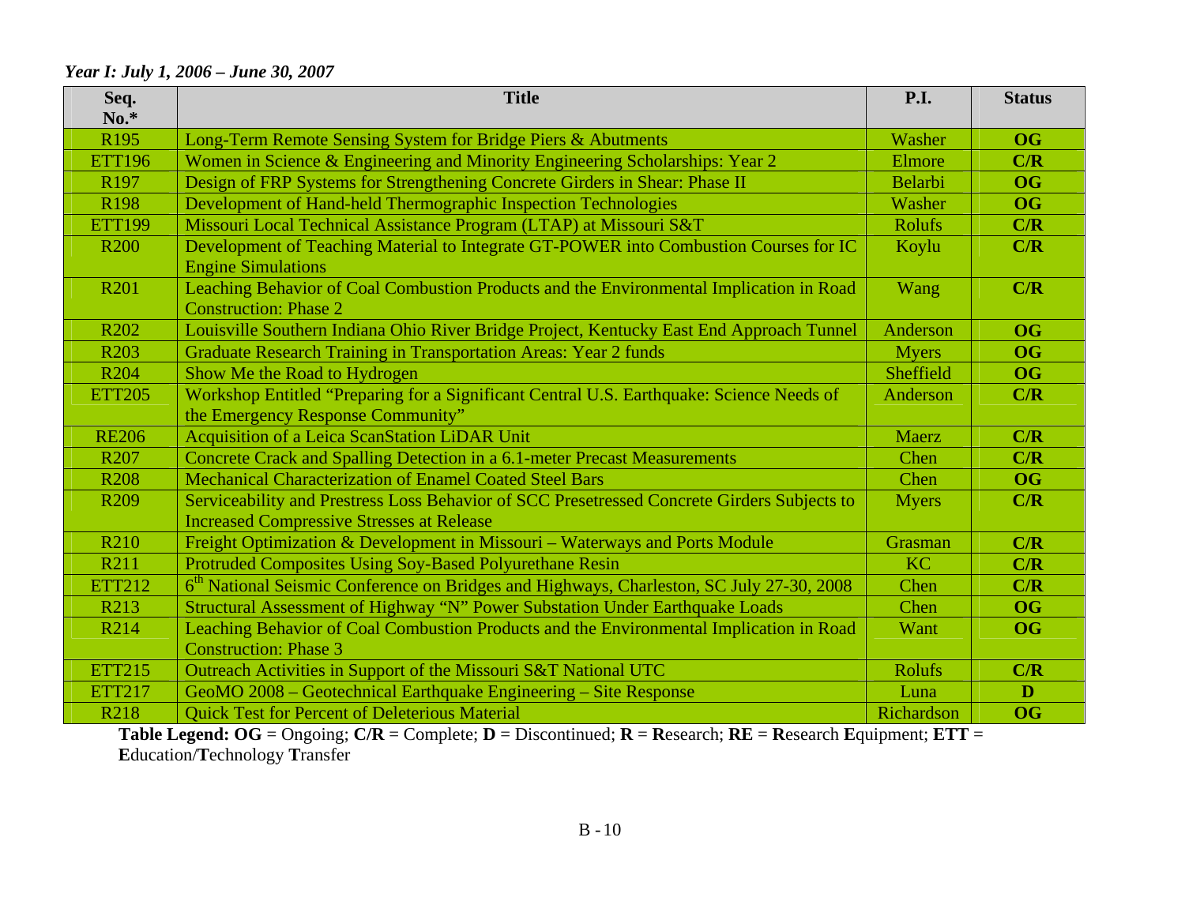*Year I: July 1, 2006 – June 30, 2007*

| Seq. No.* | Title | P.I. | Status |
|---|---|---|---|
| R195 | Long-Term Remote Sensing System for Bridge Piers & Abutments | Washer | **OG** |
| ETT196 | Women in Science & Engineering and Minority Engineering Scholarships: Year 2 | Elmore | **C/R** |
| R197 | Design of FRP Systems for Strengthening Concrete Girders in Shear: Phase II | Belarbi | **OG** |
| R198 | Development of Hand-held Thermographic Inspection Technologies | Washer | **OG** |
| ETT199 | Missouri Local Technical Assistance Program (LTAP) at Missouri S&T | Rolufs | **C/R** |
| R200 | Development of Teaching Material to Integrate GT-POWER into Combustion Courses for IC Engine Simulations | Koylu | **C/R** |
| R201 | Leaching Behavior of Coal Combustion Products and the Environmental Implication in Road Construction: Phase 2 | Wang | **C/R** |
| R202 | Louisville Southern Indiana Ohio River Bridge Project, Kentucky East End Approach Tunnel | Anderson | **OG** |
| R203 | Graduate Research Training in Transportation Areas: Year 2 funds | Myers | **OG** |
| R204 | Show Me the Road to Hydrogen | Sheffield | **OG** |
| ETT205 | Workshop Entitled "Preparing for a Significant Central U.S. Earthquake: Science Needs of the Emergency Response Community" | Anderson | **C/R** |
| RE206 | Acquisition of a Leica ScanStation LiDAR Unit | Maerz | **C/R** |
| R207 | Concrete Crack and Spalling Detection in a 6.1-meter Precast Measurements | Chen | **C/R** |
| R208 | Mechanical Characterization of Enamel Coated Steel Bars | Chen | **OG** |
| R209 | Serviceability and Prestress Loss Behavior of SCC Presetressed Concrete Girders Subjects to Increased Compressive Stresses at Release | Myers | **C/R** |
| R210 | Freight Optimization & Development in Missouri – Waterways and Ports Module | Grasman | **C/R** |
| R211 | Protruded Composites Using Soy-Based Polyurethane Resin | KC | **C/R** |
| ETT212 | 6th National Seismic Conference on Bridges and Highways, Charleston, SC July 27-30, 2008 | Chen | **C/R** |
| R213 | Structural Assessment of Highway "N" Power Substation Under Earthquake Loads | Chen | **OG** |
| R214 | Leaching Behavior of Coal Combustion Products and the Environmental Implication in Road Construction: Phase 3 | Want | **OG** |
| ETT215 | Outreach Activities in Support of the Missouri S&T National UTC | Rolufs | **C/R** |
| ETT217 | GeoMO 2008 – Geotechnical Earthquake Engineering – Site Response | Luna | **D** |
| R218 | Quick Test for Percent of Deleterious Material | Richardson | **OG** |

**Table Legend: OG** = Ongoing; **C/R** = Complete; **D** = Discontinued; **R** = **R**esearch; **RE** = **R**esearch **E**quipment; **ETT** = **E**ducation/**T**echnology **T**ransfer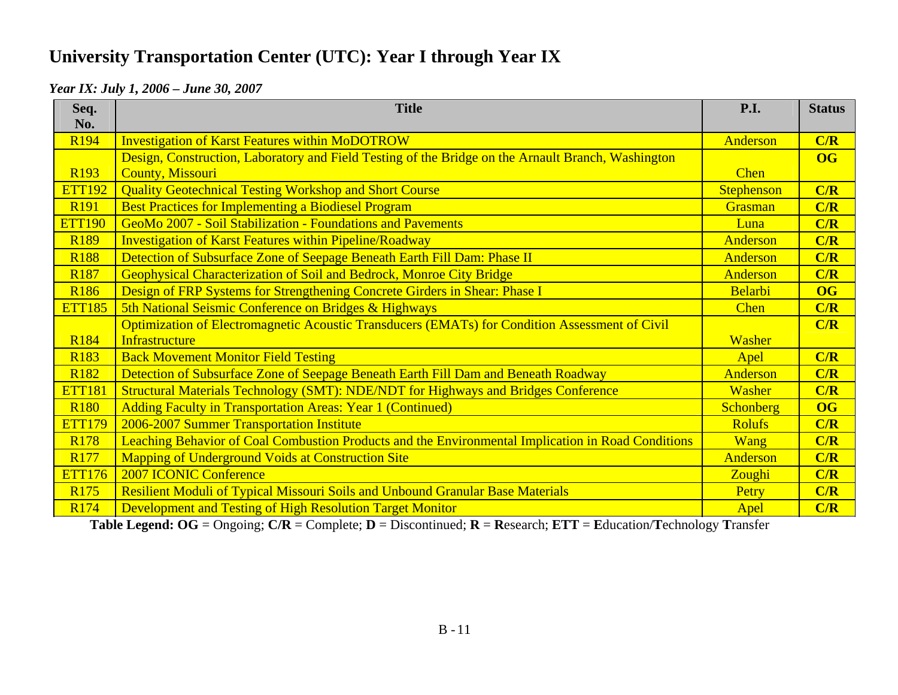# University Transportation Center (UTC): Year I through Year IX

*Year IX: July 1, 2006 – June 30, 2007*

| Seq. No. | Title | P.I. | Status |
|---|---|---|---|
| R194 | Investigation of Karst Features within MoDOTROW | Anderson | C/R |
| R193 | Design, Construction, Laboratory and Field Testing of the Bridge on the Arnault Branch, Washington County, Missouri | Chen | OG |
| ETT192 | Quality Geotechnical Testing Workshop and Short Course | Stephenson | C/R |
| R191 | Best Practices for Implementing a Biodiesel Program | Grasman | C/R |
| ETT190 | GeoMo 2007 - Soil Stabilization - Foundations and Pavements | Luna | C/R |
| R189 | Investigation of Karst Features within Pipeline/Roadway | Anderson | C/R |
| R188 | Detection of Subsurface Zone of Seepage Beneath Earth Fill Dam: Phase II | Anderson | C/R |
| R187 | Geophysical Characterization of Soil and Bedrock, Monroe City Bridge | Anderson | C/R |
| R186 | Design of FRP Systems for Strengthening Concrete Girders in Shear: Phase I | Belarbi | OG |
| ETT185 | 5th National Seismic Conference on Bridges & Highways | Chen | C/R |
| R184 | Optimization of Electromagnetic Acoustic Transducers (EMATs) for Condition Assessment of Civil Infrastructure | Washer | C/R |
| R183 | Back Movement Monitor Field Testing | Apel | C/R |
| R182 | Detection of Subsurface Zone of Seepage Beneath Earth Fill Dam and Beneath Roadway | Anderson | C/R |
| ETT181 | Structural Materials Technology (SMT): NDE/NDT for Highways and Bridges Conference | Washer | C/R |
| R180 | Adding Faculty in Transportation Areas: Year 1 (Continued) | Schonberg | OG |
| ETT179 | 2006-2007 Summer Transportation Institute | Rolufs | C/R |
| R178 | Leaching Behavior of Coal Combustion Products and the Environmental Implication in Road Conditions | Wang | C/R |
| R177 | Mapping of Underground Voids at Construction Site | Anderson | C/R |
| ETT176 | 2007 ICONIC Conference | Zoughi | C/R |
| R175 | Resilient Moduli of Typical Missouri Soils and Unbound Granular Base Materials | Petry | C/R |
| R174 | Development and Testing of High Resolution Target Monitor | Apel | C/R |

**Table Legend: OG** = Ongoing; **C/R** = Complete; **D** = Discontinued; **R** = **R**esearch; **ETT** = **E**ducation/**T**echnology **T**ransfer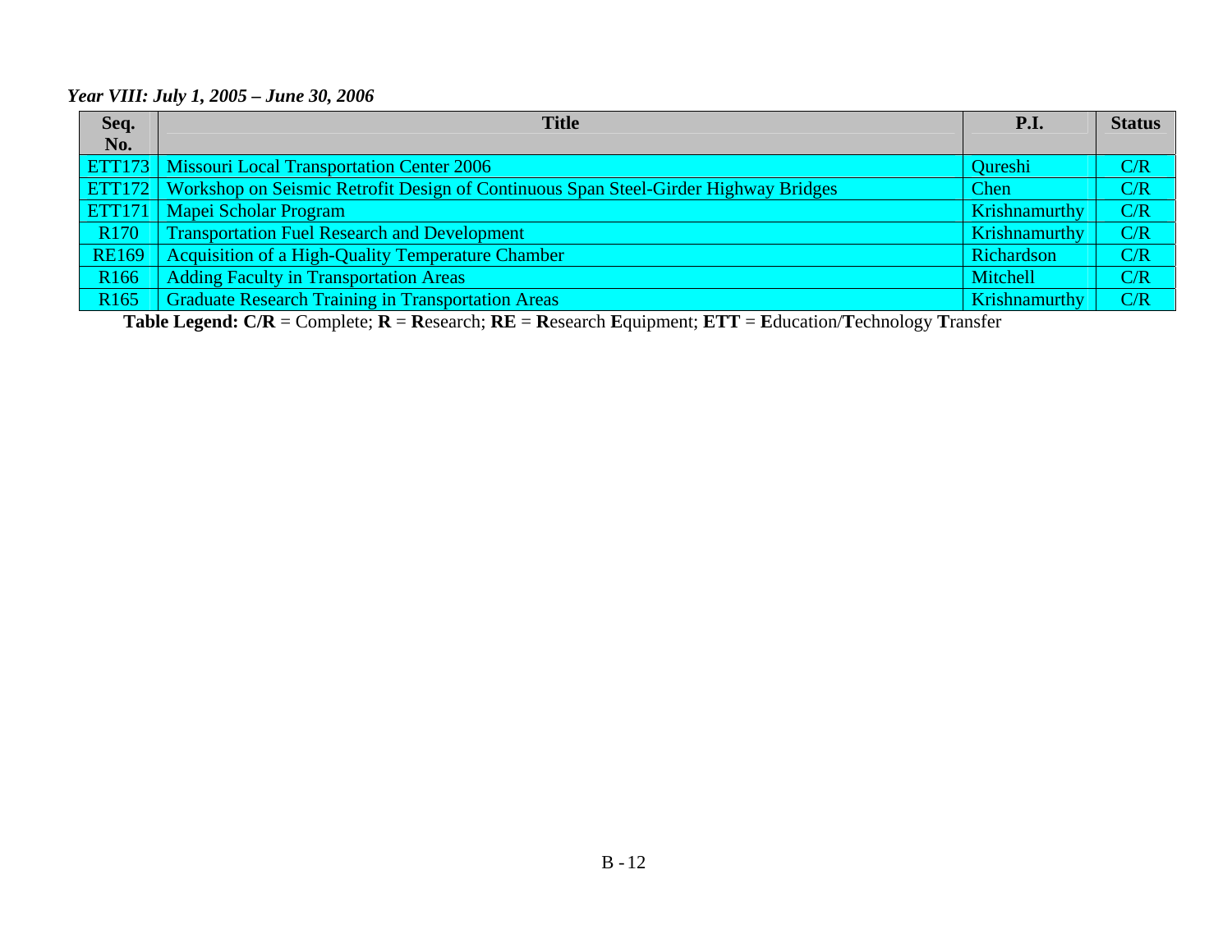*Year VIII: July 1, 2005 – June 30, 2006*

| Seq. No. | Title | P.I. | Status |
|---|---|---|---|
| ETT173 | Missouri Local Transportation Center 2006 | Qureshi | C/R |
| ETT172 | Workshop on Seismic Retrofit Design of Continuous Span Steel-Girder Highway Bridges | Chen | C/R |
| ETT171 | Mapei Scholar Program | Krishnamurthy | C/R |
| R170 | Transportation Fuel Research and Development | Krishnamurthy | C/R |
| RE169 | Acquisition of a High-Quality Temperature Chamber | Richardson | C/R |
| R166 | Adding Faculty in Transportation Areas | Mitchell | C/R |
| R165 | Graduate Research Training in Transportation Areas | Krishnamurthy | C/R |

**Table Legend: C/R** = Complete; **R** = **R**esearch; **RE** = **R**esearch **E**quipment; **ETT** = **E**ducation/**T**echnology **T**ransfer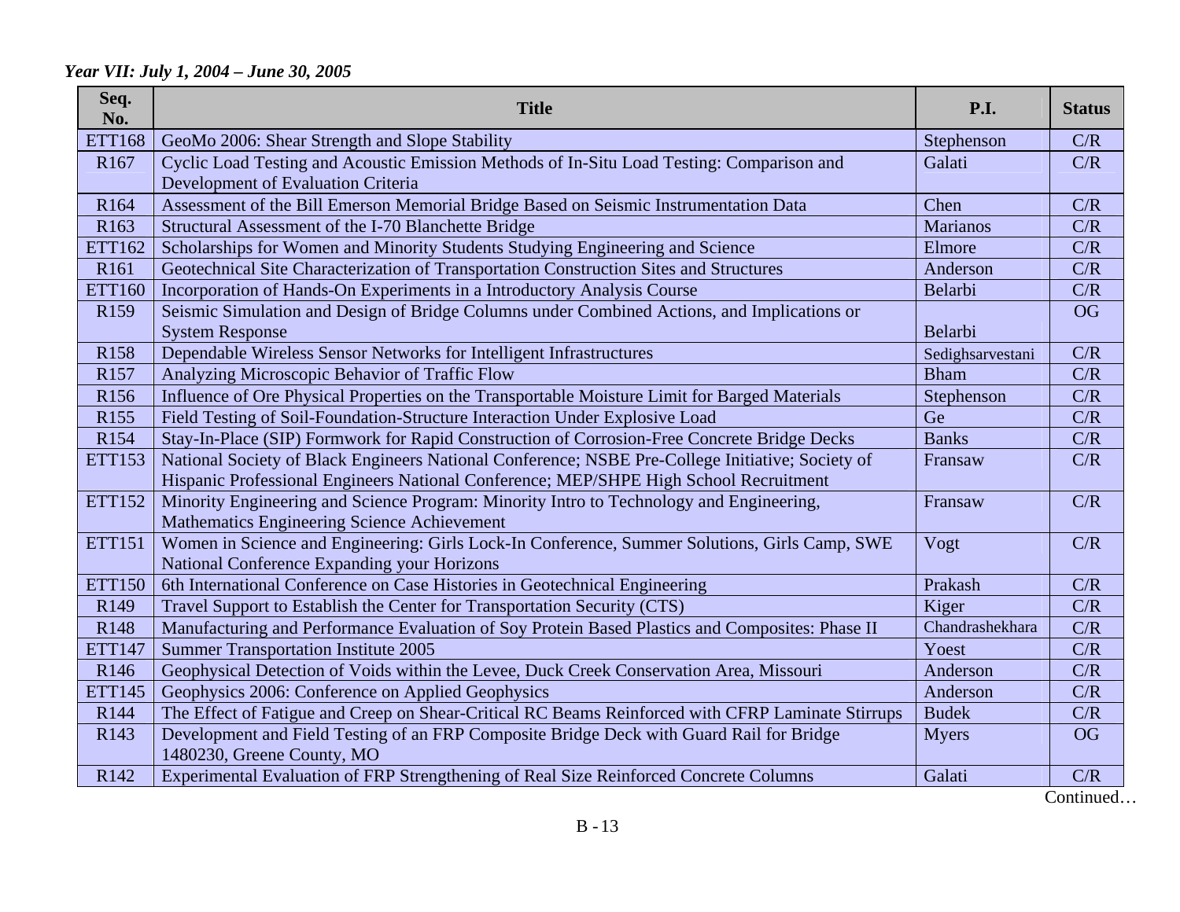*Year VII: July 1, 2004 – June 30, 2005*

| Seq. No. | Title | P.I. | Status |
|---|---|---|---|
| ETT168 | GeoMo 2006: Shear Strength and Slope Stability | Stephenson | C/R |
| R167 | Cyclic Load Testing and Acoustic Emission Methods of In-Situ Load Testing: Comparison and Development of Evaluation Criteria | Galati | C/R |
| R164 | Assessment of the Bill Emerson Memorial Bridge Based on Seismic Instrumentation Data | Chen | C/R |
| R163 | Structural Assessment of the I-70 Blanchette Bridge | Marianos | C/R |
| ETT162 | Scholarships for Women and Minority Students Studying Engineering and Science | Elmore | C/R |
| R161 | Geotechnical Site Characterization of Transportation Construction Sites and Structures | Anderson | C/R |
| ETT160 | Incorporation of Hands-On Experiments in a Introductory Analysis Course | Belarbi | C/R |
| R159 | Seismic Simulation and Design of Bridge Columns under Combined Actions, and Implications or System Response | Belarbi | OG |
| R158 | Dependable Wireless Sensor Networks for Intelligent Infrastructures | Sedighsarvestani | C/R |
| R157 | Analyzing Microscopic Behavior of Traffic Flow | Bham | C/R |
| R156 | Influence of Ore Physical Properties on the Transportable Moisture Limit for Barged Materials | Stephenson | C/R |
| R155 | Field Testing of Soil-Foundation-Structure Interaction Under Explosive Load | Ge | C/R |
| R154 | Stay-In-Place (SIP) Formwork for Rapid Construction of Corrosion-Free Concrete Bridge Decks | Banks | C/R |
| ETT153 | National Society of Black Engineers National Conference; NSBE Pre-College Initiative; Society of Hispanic Professional Engineers National Conference; MEP/SHPE High School Recruitment | Fransaw | C/R |
| ETT152 | Minority Engineering and Science Program: Minority Intro to Technology and Engineering, Mathematics Engineering Science Achievement | Fransaw | C/R |
| ETT151 | Women in Science and Engineering: Girls Lock-In Conference, Summer Solutions, Girls Camp, SWE National Conference Expanding your Horizons | Vogt | C/R |
| ETT150 | 6th International Conference on Case Histories in Geotechnical Engineering | Prakash | C/R |
| R149 | Travel Support to Establish the Center for Transportation Security (CTS) | Kiger | C/R |
| R148 | Manufacturing and Performance Evaluation of Soy Protein Based Plastics and Composites: Phase II | Chandrashekhara | C/R |
| ETT147 | Summer Transportation Institute 2005 | Yoest | C/R |
| R146 | Geophysical Detection of Voids within the Levee, Duck Creek Conservation Area, Missouri | Anderson | C/R |
| ETT145 | Geophysics 2006: Conference on Applied Geophysics | Anderson | C/R |
| R144 | The Effect of Fatigue and Creep on Shear-Critical RC Beams Reinforced with CFRP Laminate Stirrups | Budek | C/R |
| R143 | Development and Field Testing of an FRP Composite Bridge Deck with Guard Rail for Bridge 1480230, Greene County, MO | Myers | OG |
| R142 | Experimental Evaluation of FRP Strengthening of Real Size Reinforced Concrete Columns | Galati | C/R |

Continued…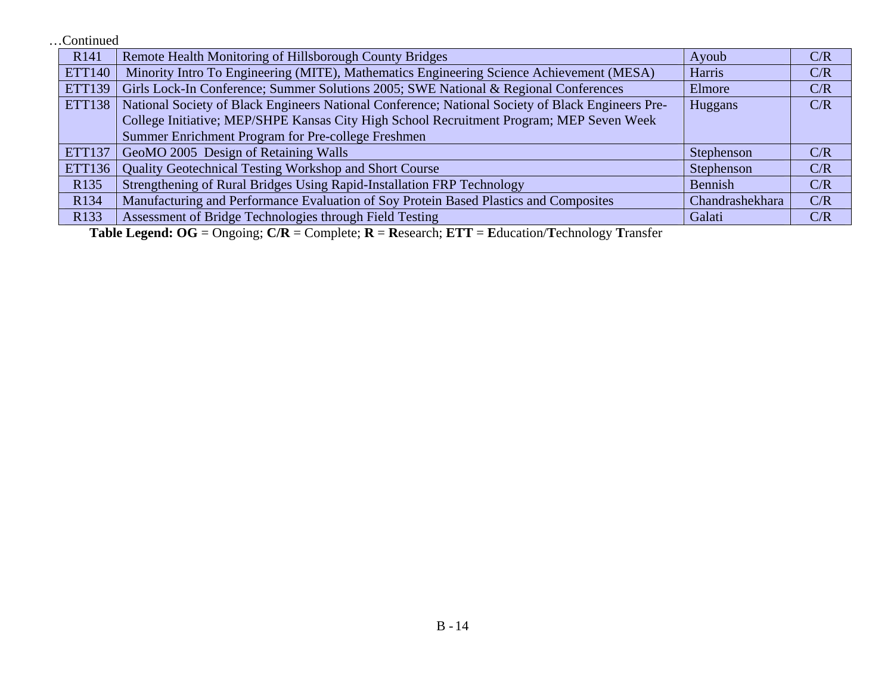…Continued

| | | | |
|---|---|---|---|
| R141 | Remote Health Monitoring of Hillsborough County Bridges | Ayoub | C/R |
| ETT140 | Minority Intro To Engineering (MITE), Mathematics Engineering Science Achievement (MESA) | Harris | C/R |
| ETT139 | Girls Lock-In Conference; Summer Solutions 2005; SWE National & Regional Conferences | Elmore | C/R |
| ETT138 | National Society of Black Engineers National Conference; National Society of Black Engineers Pre-College Initiative; MEP/SHPE Kansas City High School Recruitment Program; MEP Seven Week Summer Enrichment Program for Pre-college Freshmen | Huggans | C/R |
| ETT137 | GeoMO 2005 Design of Retaining Walls | Stephenson | C/R |
| ETT136 | Quality Geotechnical Testing Workshop and Short Course | Stephenson | C/R |
| R135 | Strengthening of Rural Bridges Using Rapid-Installation FRP Technology | Bennish | C/R |
| R134 | Manufacturing and Performance Evaluation of Soy Protein Based Plastics and Composites | Chandrashekhara | C/R |
| R133 | Assessment of Bridge Technologies through Field Testing | Galati | C/R |

**Table Legend: OG** = Ongoing; **C/R** = Complete; **R** = **R**esearch; **ETT** = **E**ducation/**T**echnology **T**ransfer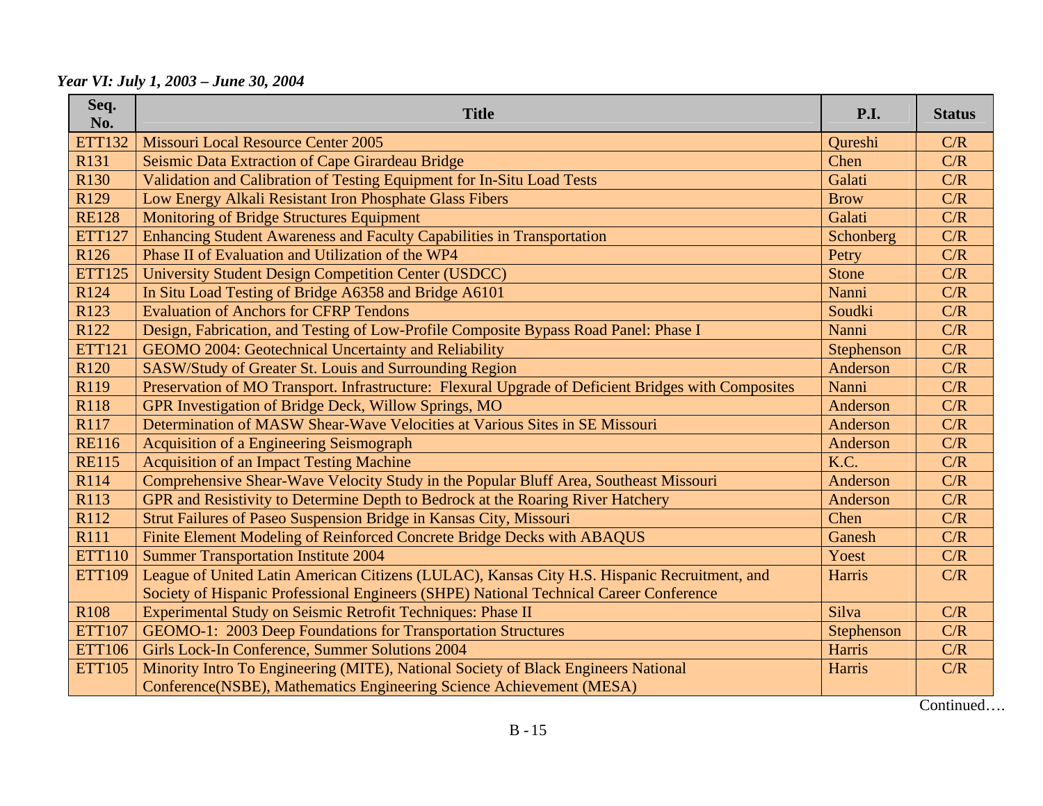*Year VI: July 1, 2003 – June 30, 2004*

| Seq. No. | Title | P.I. | Status |
|---|---|---|---|
| ETT132 | Missouri Local Resource Center 2005 | Qureshi | C/R |
| R131 | Seismic Data Extraction of Cape Girardeau Bridge | Chen | C/R |
| R130 | Validation and Calibration of Testing Equipment for In-Situ Load Tests | Galati | C/R |
| R129 | Low Energy Alkali Resistant Iron Phosphate Glass Fibers | Brow | C/R |
| RE128 | Monitoring of Bridge Structures Equipment | Galati | C/R |
| ETT127 | Enhancing Student Awareness and Faculty Capabilities in Transportation | Schonberg | C/R |
| R126 | Phase II of Evaluation and Utilization of the WP4 | Petry | C/R |
| ETT125 | University Student Design Competition Center (USDCC) | Stone | C/R |
| R124 | In Situ Load Testing of Bridge A6358 and Bridge A6101 | Nanni | C/R |
| R123 | Evaluation of Anchors for CFRP Tendons | Soudki | C/R |
| R122 | Design, Fabrication, and Testing of Low-Profile Composite Bypass Road Panel: Phase I | Nanni | C/R |
| ETT121 | GEOMO 2004: Geotechnical Uncertainty and Reliability | Stephenson | C/R |
| R120 | SASW/Study of Greater St. Louis and Surrounding Region | Anderson | C/R |
| R119 | Preservation of MO Transport. Infrastructure: Flexural Upgrade of Deficient Bridges with Composites | Nanni | C/R |
| R118 | GPR Investigation of Bridge Deck, Willow Springs, MO | Anderson | C/R |
| R117 | Determination of MASW Shear-Wave Velocities at Various Sites in SE Missouri | Anderson | C/R |
| RE116 | Acquisition of a Engineering Seismograph | Anderson | C/R |
| RE115 | Acquisition of an Impact Testing Machine | K.C. | C/R |
| R114 | Comprehensive Shear-Wave Velocity Study in the Popular Bluff Area, Southeast Missouri | Anderson | C/R |
| R113 | GPR and Resistivity to Determine Depth to Bedrock at the Roaring River Hatchery | Anderson | C/R |
| R112 | Strut Failures of Paseo Suspension Bridge in Kansas City, Missouri | Chen | C/R |
| R111 | Finite Element Modeling of Reinforced Concrete Bridge Decks with ABAQUS | Ganesh | C/R |
| ETT110 | Summer Transportation Institute 2004 | Yoest | C/R |
| ETT109 | League of United Latin American Citizens (LULAC), Kansas City H.S. Hispanic Recruitment, and Society of Hispanic Professional Engineers (SHPE) National Technical Career Conference | Harris | C/R |
| R108 | Experimental Study on Seismic Retrofit Techniques: Phase II | Silva | C/R |
| ETT107 | GEOMO-1: 2003 Deep Foundations for Transportation Structures | Stephenson | C/R |
| ETT106 | Girls Lock-In Conference, Summer Solutions 2004 | Harris | C/R |
| ETT105 | Minority Intro To Engineering (MITE), National Society of Black Engineers National Conference(NSBE), Mathematics Engineering Science Achievement (MESA) | Harris | C/R |

Continued….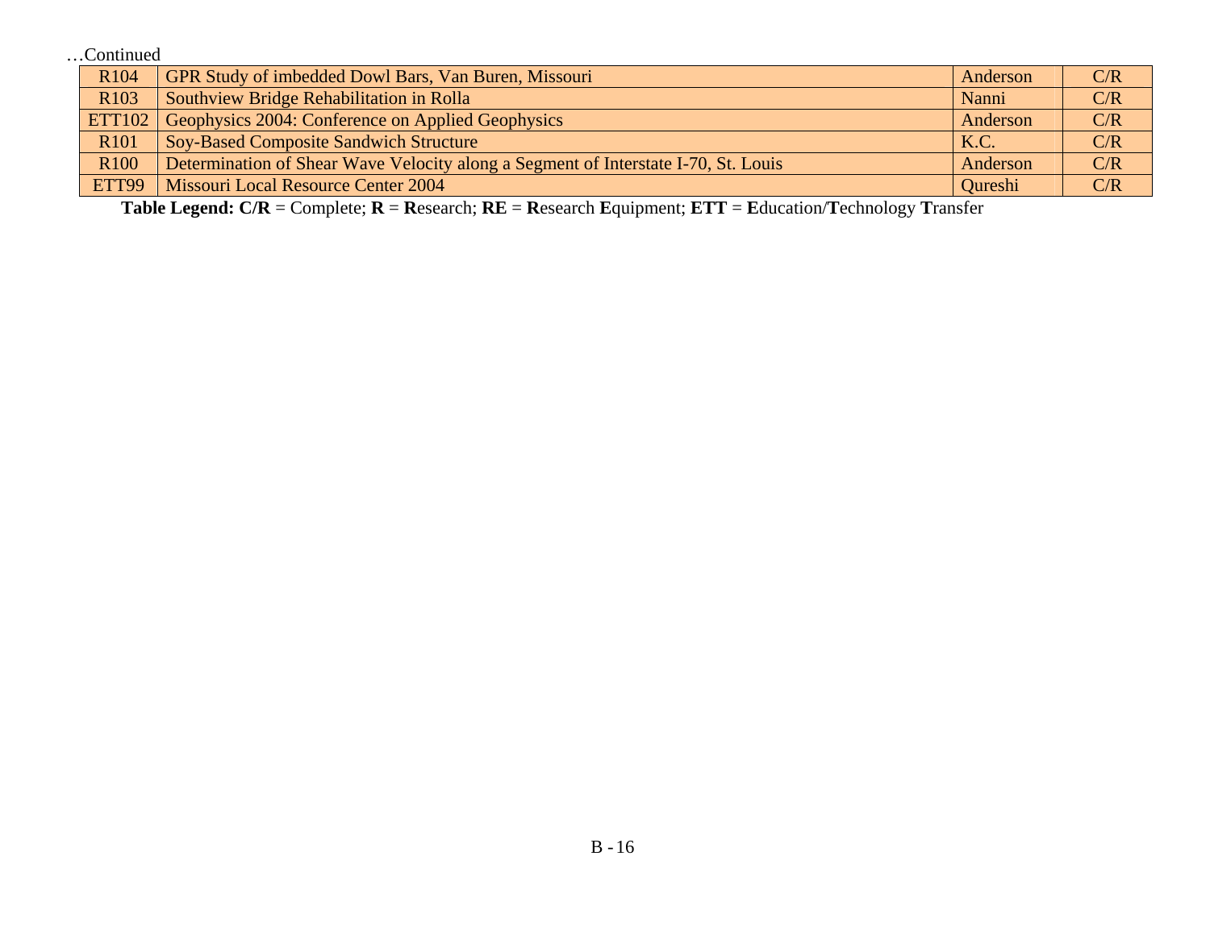…Continued

| | | | |
|---|---|---|---|
| R104 | GPR Study of imbedded Dowl Bars, Van Buren, Missouri | Anderson | C/R |
| R103 | Southview Bridge Rehabilitation in Rolla | Nanni | C/R |
| ETT102 | Geophysics 2004: Conference on Applied Geophysics | Anderson | C/R |
| R101 | Soy-Based Composite Sandwich Structure | K.C. | C/R |
| R100 | Determination of Shear Wave Velocity along a Segment of Interstate I-70, St. Louis | Anderson | C/R |
| ETT99 | Missouri Local Resource Center 2004 | Qureshi | C/R |

**Table Legend: C/R** = Complete; **R** = **R**esearch; **RE** = **R**esearch **E**quipment; **ETT** = **E**ducation/**T**echnology **T**ransfer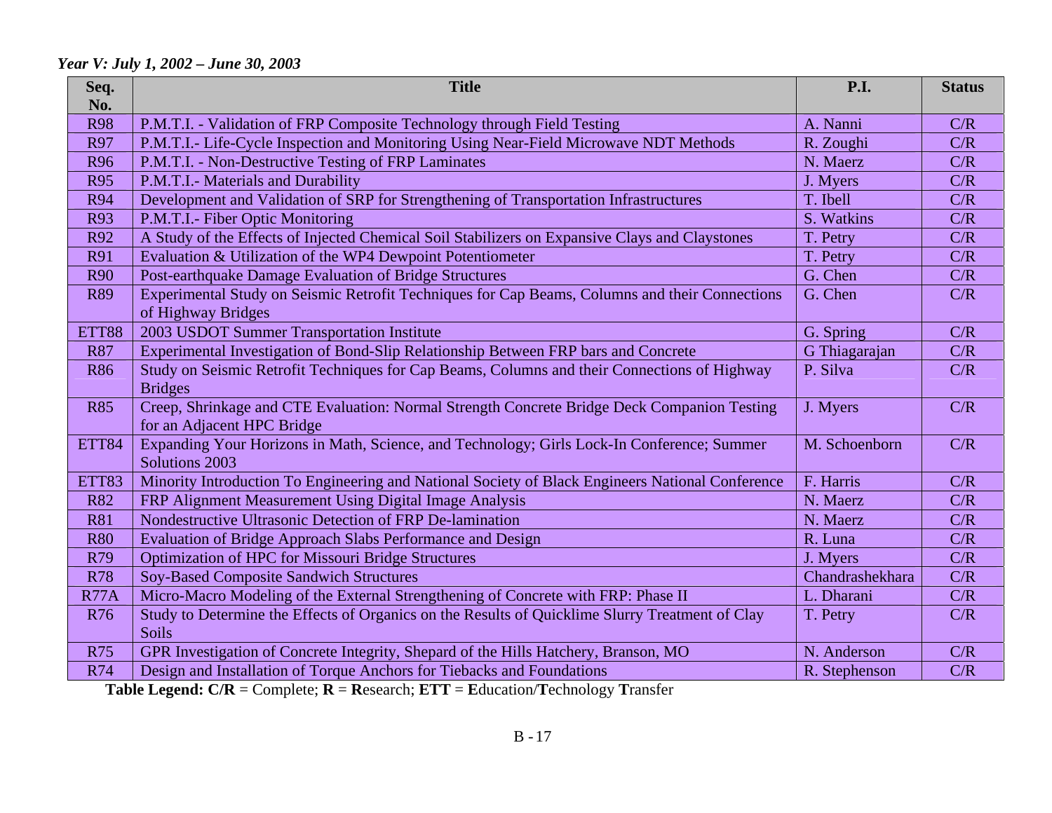*Year V: July 1, 2002 – June 30, 2003*

| Seq. No. | Title | P.I. | Status |
|---|---|---|---|
| R98 | P.M.T.I. - Validation of FRP Composite Technology through Field Testing | A. Nanni | C/R |
| R97 | P.M.T.I.- Life-Cycle Inspection and Monitoring Using Near-Field Microwave NDT Methods | R. Zoughi | C/R |
| R96 | P.M.T.I. - Non-Destructive Testing of FRP Laminates | N. Maerz | C/R |
| R95 | P.M.T.I.- Materials and Durability | J. Myers | C/R |
| R94 | Development and Validation of SRP for Strengthening of Transportation Infrastructures | T. Ibell | C/R |
| R93 | P.M.T.I.- Fiber Optic Monitoring | S. Watkins | C/R |
| R92 | A Study of the Effects of Injected Chemical Soil Stabilizers on Expansive Clays and Claystones | T. Petry | C/R |
| R91 | Evaluation & Utilization of the WP4 Dewpoint Potentiometer | T. Petry | C/R |
| R90 | Post-earthquake Damage Evaluation of Bridge Structures | G. Chen | C/R |
| R89 | Experimental Study on Seismic Retrofit Techniques for Cap Beams, Columns and their Connections of Highway Bridges | G. Chen | C/R |
| ETT88 | 2003 USDOT Summer Transportation Institute | G. Spring | C/R |
| R87 | Experimental Investigation of Bond-Slip Relationship Between FRP bars and Concrete | G Thiagarajan | C/R |
| R86 | Study on Seismic Retrofit Techniques for Cap Beams, Columns and their Connections of Highway Bridges | P. Silva | C/R |
| R85 | Creep, Shrinkage and CTE Evaluation: Normal Strength Concrete Bridge Deck Companion Testing for an Adjacent HPC Bridge | J. Myers | C/R |
| ETT84 | Expanding Your Horizons in Math, Science, and Technology; Girls Lock-In Conference; Summer Solutions 2003 | M. Schoenborn | C/R |
| ETT83 | Minority Introduction To Engineering and National Society of Black Engineers National Conference | F. Harris | C/R |
| R82 | FRP Alignment Measurement Using Digital Image Analysis | N. Maerz | C/R |
| R81 | Nondestructive Ultrasonic Detection of FRP De-lamination | N. Maerz | C/R |
| R80 | Evaluation of Bridge Approach Slabs Performance and Design | R. Luna | C/R |
| R79 | Optimization of HPC for Missouri Bridge Structures | J. Myers | C/R |
| R78 | Soy-Based Composite Sandwich Structures | Chandrashekhara | C/R |
| R77A | Micro-Macro Modeling of the External Strengthening of Concrete with FRP: Phase II | L. Dharani | C/R |
| R76 | Study to Determine the Effects of Organics on the Results of Quicklime Slurry Treatment of Clay Soils | T. Petry | C/R |
| R75 | GPR Investigation of Concrete Integrity, Shepard of the Hills Hatchery, Branson, MO | N. Anderson | C/R |
| R74 | Design and Installation of Torque Anchors for Tiebacks and Foundations | R. Stephenson | C/R |

**Table Legend: C/R** = Complete; **R** = **R**esearch; **ETT** = **E**ducation/**T**echnology **T**ransfer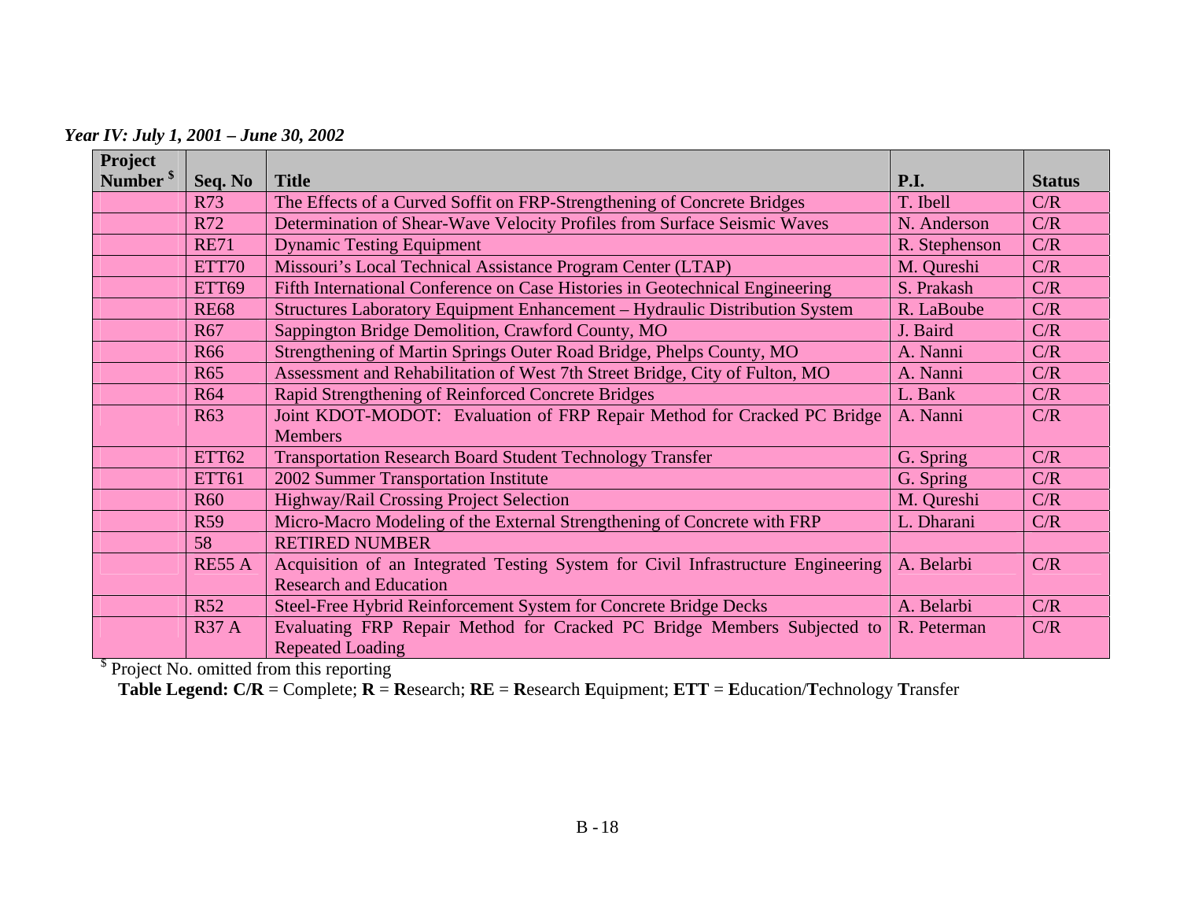*Year IV: July 1, 2001 – June 30, 2002*

| Project Number [$] | Seq. No | Title | P.I. | Status |
|---|---|---|---|---|
| | R73 | The Effects of a Curved Soffit on FRP-Strengthening of Concrete Bridges | T. Ibell | C/R |
| | R72 | Determination of Shear-Wave Velocity Profiles from Surface Seismic Waves | N. Anderson | C/R |
| | RE71 | Dynamic Testing Equipment | R. Stephenson | C/R |
| | ETT70 | Missouri's Local Technical Assistance Program Center (LTAP) | M. Qureshi | C/R |
| | ETT69 | Fifth International Conference on Case Histories in Geotechnical Engineering | S. Prakash | C/R |
| | RE68 | Structures Laboratory Equipment Enhancement – Hydraulic Distribution System | R. LaBoube | C/R |
| | R67 | Sappington Bridge Demolition, Crawford County, MO | J. Baird | C/R |
| | R66 | Strengthening of Martin Springs Outer Road Bridge, Phelps County, MO | A. Nanni | C/R |
| | R65 | Assessment and Rehabilitation of West 7th Street Bridge, City of Fulton, MO | A. Nanni | C/R |
| | R64 | Rapid Strengthening of Reinforced Concrete Bridges | L. Bank | C/R |
| | R63 | Joint KDOT-MODOT: Evaluation of FRP Repair Method for Cracked PC Bridge Members | A. Nanni | C/R |
| | ETT62 | Transportation Research Board Student Technology Transfer | G. Spring | C/R |
| | ETT61 | 2002 Summer Transportation Institute | G. Spring | C/R |
| | R60 | Highway/Rail Crossing Project Selection | M. Qureshi | C/R |
| | R59 | Micro-Macro Modeling of the External Strengthening of Concrete with FRP | L. Dharani | C/R |
| | 58 | RETIRED NUMBER | | |
| | RE55 A | Acquisition of an Integrated Testing System for Civil Infrastructure Engineering Research and Education | A. Belarbi | C/R |
| | R52 | Steel-Free Hybrid Reinforcement System for Concrete Bridge Decks | A. Belarbi | C/R |
| | R37 A | Evaluating FRP Repair Method for Cracked PC Bridge Members Subjected to Repeated Loading | R. Peterman | C/R |

[$] Project No. omitted from this reporting

**Table Legend: C/R** = Complete; **R** = **R**esearch; **RE** = **R**esearch **E**quipment; **ETT** = **E**ducation/**T**echnology **T**ransfer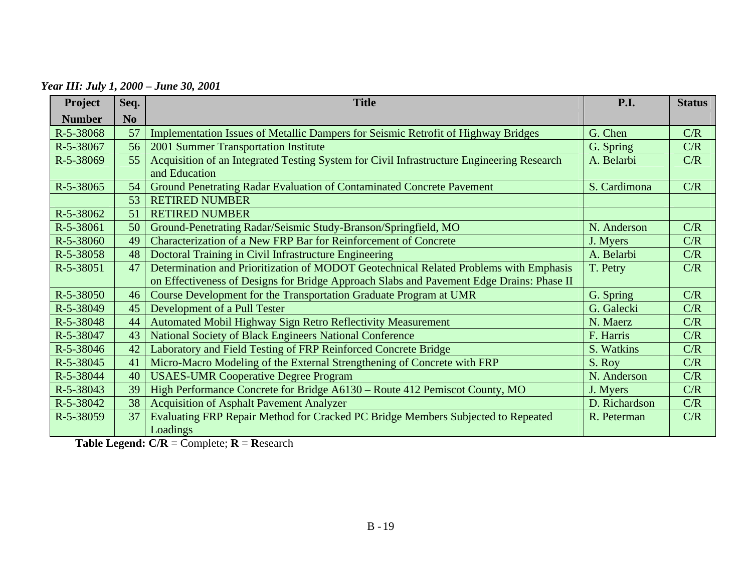*Year III: July 1, 2000 – June 30, 2001*

| Project Number | Seq. No | Title | P.I. | Status |
|---|---|---|---|---|
| R-5-38068 | 57 | Implementation Issues of Metallic Dampers for Seismic Retrofit of Highway Bridges | G. Chen | C/R |
| R-5-38067 | 56 | 2001 Summer Transportation Institute | G. Spring | C/R |
| R-5-38069 | 55 | Acquisition of an Integrated Testing System for Civil Infrastructure Engineering Research and Education | A. Belarbi | C/R |
| R-5-38065 | 54 | Ground Penetrating Radar Evaluation of Contaminated Concrete Pavement | S. Cardimona | C/R |
| | 53 | RETIRED NUMBER | | |
| R-5-38062 | 51 | RETIRED NUMBER | | |
| R-5-38061 | 50 | Ground-Penetrating Radar/Seismic Study-Branson/Springfield, MO | N. Anderson | C/R |
| R-5-38060 | 49 | Characterization of a New FRP Bar for Reinforcement of Concrete | J. Myers | C/R |
| R-5-38058 | 48 | Doctoral Training in Civil Infrastructure Engineering | A. Belarbi | C/R |
| R-5-38051 | 47 | Determination and Prioritization of MODOT Geotechnical Related Problems with Emphasis on Effectiveness of Designs for Bridge Approach Slabs and Pavement Edge Drains: Phase II | T. Petry | C/R |
| R-5-38050 | 46 | Course Development for the Transportation Graduate Program at UMR | G. Spring | C/R |
| R-5-38049 | 45 | Development of a Pull Tester | G. Galecki | C/R |
| R-5-38048 | 44 | Automated Mobil Highway Sign Retro Reflectivity Measurement | N. Maerz | C/R |
| R-5-38047 | 43 | National Society of Black Engineers National Conference | F. Harris | C/R |
| R-5-38046 | 42 | Laboratory and Field Testing of FRP Reinforced Concrete Bridge | S. Watkins | C/R |
| R-5-38045 | 41 | Micro-Macro Modeling of the External Strengthening of Concrete with FRP | S. Roy | C/R |
| R-5-38044 | 40 | USAES-UMR Cooperative Degree Program | N. Anderson | C/R |
| R-5-38043 | 39 | High Performance Concrete for Bridge A6130 – Route 412 Pemiscot County, MO | J. Myers | C/R |
| R-5-38042 | 38 | Acquisition of Asphalt Pavement Analyzer | D. Richardson | C/R |
| R-5-38059 | 37 | Evaluating FRP Repair Method for Cracked PC Bridge Members Subjected to Repeated Loadings | R. Peterman | C/R |

**Table Legend: C/R** = Complete; **R** = **R**esearch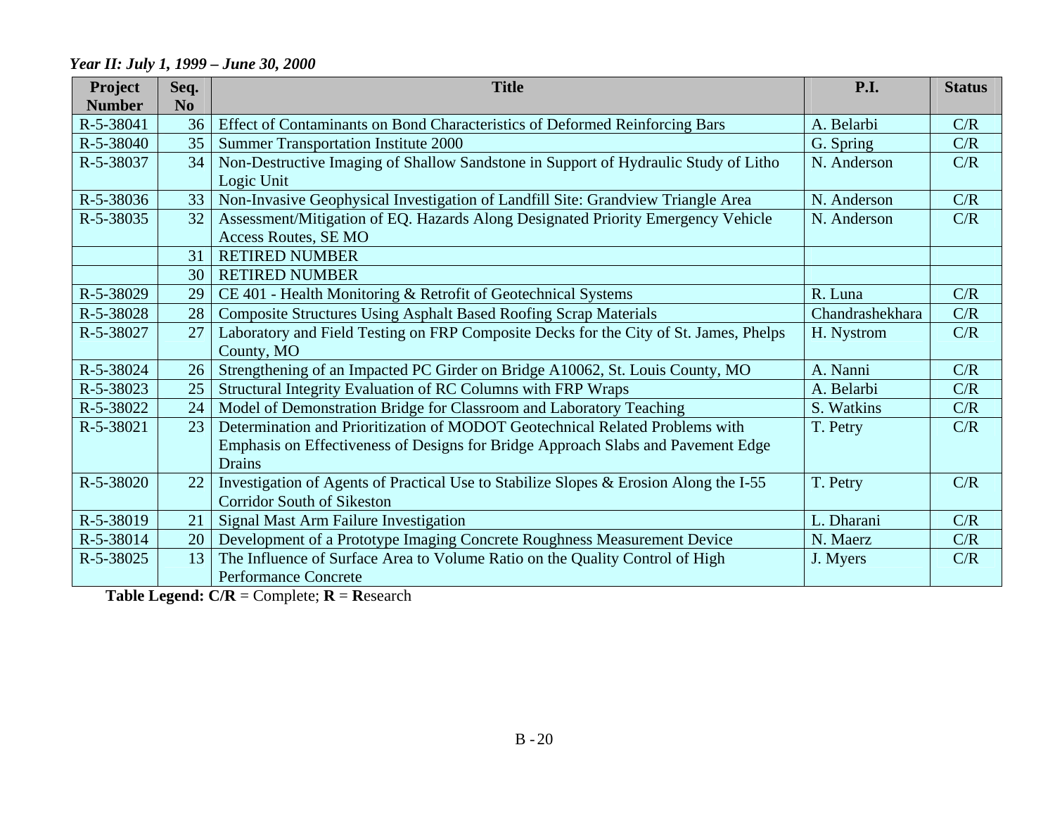*Year II: July 1, 1999 – June 30, 2000*

| Project Number | Seq. No | Title | P.I. | Status |
|---|---|---|---|---|
| R-5-38041 | 36 | Effect of Contaminants on Bond Characteristics of Deformed Reinforcing Bars | A. Belarbi | C/R |
| R-5-38040 | 35 | Summer Transportation Institute 2000 | G. Spring | C/R |
| R-5-38037 | 34 | Non-Destructive Imaging of Shallow Sandstone in Support of Hydraulic Study of Litho Logic Unit | N. Anderson | C/R |
| R-5-38036 | 33 | Non-Invasive Geophysical Investigation of Landfill Site: Grandview Triangle Area | N. Anderson | C/R |
| R-5-38035 | 32 | Assessment/Mitigation of EQ. Hazards Along Designated Priority Emergency Vehicle Access Routes, SE MO | N. Anderson | C/R |
| | 31 | RETIRED NUMBER | | |
| | 30 | RETIRED NUMBER | | |
| R-5-38029 | 29 | CE 401 - Health Monitoring & Retrofit of Geotechnical Systems | R. Luna | C/R |
| R-5-38028 | 28 | Composite Structures Using Asphalt Based Roofing Scrap Materials | Chandrashekhara | C/R |
| R-5-38027 | 27 | Laboratory and Field Testing on FRP Composite Decks for the City of St. James, Phelps County, MO | H. Nystrom | C/R |
| R-5-38024 | 26 | Strengthening of an Impacted PC Girder on Bridge A10062, St. Louis County, MO | A. Nanni | C/R |
| R-5-38023 | 25 | Structural Integrity Evaluation of RC Columns with FRP Wraps | A. Belarbi | C/R |
| R-5-38022 | 24 | Model of Demonstration Bridge for Classroom and Laboratory Teaching | S. Watkins | C/R |
| R-5-38021 | 23 | Determination and Prioritization of MODOT Geotechnical Related Problems with Emphasis on Effectiveness of Designs for Bridge Approach Slabs and Pavement Edge Drains | T. Petry | C/R |
| R-5-38020 | 22 | Investigation of Agents of Practical Use to Stabilize Slopes & Erosion Along the I-55 Corridor South of Sikeston | T. Petry | C/R |
| R-5-38019 | 21 | Signal Mast Arm Failure Investigation | L. Dharani | C/R |
| R-5-38014 | 20 | Development of a Prototype Imaging Concrete Roughness Measurement Device | N. Maerz | C/R |
| R-5-38025 | 13 | The Influence of Surface Area to Volume Ratio on the Quality Control of High Performance Concrete | J. Myers | C/R |

**Table Legend: C/R** = Complete; **R** = **R**esearch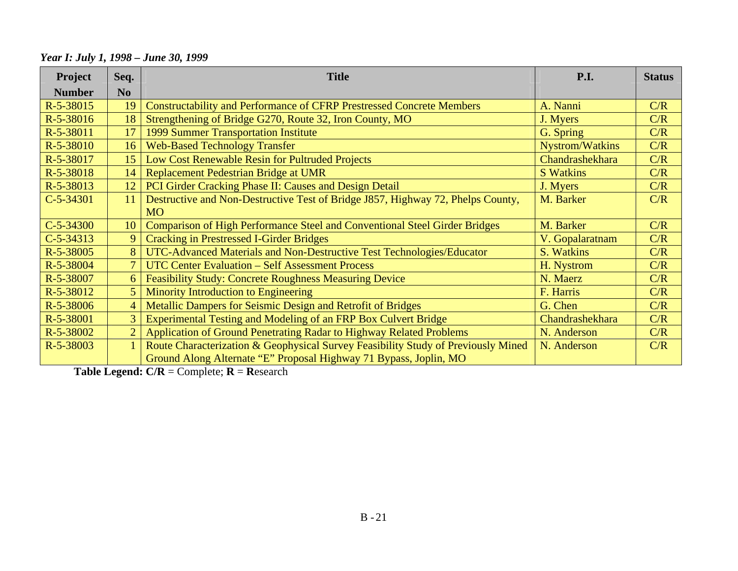*Year I: July 1, 1998 – June 30, 1999*

| Project Number | Seq. No | Title | P.I. | Status |
| --- | --- | --- | --- | --- |
| R-5-38015 | 19 | Constructability and Performance of CFRP Prestressed Concrete Members | A. Nanni | C/R |
| R-5-38016 | 18 | Strengthening of Bridge G270, Route 32, Iron County, MO | J. Myers | C/R |
| R-5-38011 | 17 | 1999 Summer Transportation Institute | G. Spring | C/R |
| R-5-38010 | 16 | Web-Based Technology Transfer | Nystrom/Watkins | C/R |
| R-5-38017 | 15 | Low Cost Renewable Resin for Pultruded Projects | Chandrashekhara | C/R |
| R-5-38018 | 14 | Replacement Pedestrian Bridge at UMR | S Watkins | C/R |
| R-5-38013 | 12 | PCI Girder Cracking Phase II: Causes and Design Detail | J. Myers | C/R |
| C-5-34301 | 11 | Destructive and Non-Destructive Test of Bridge J857, Highway 72, Phelps County, MO | M. Barker | C/R |
| C-5-34300 | 10 | Comparison of High Performance Steel and Conventional Steel Girder Bridges | M. Barker | C/R |
| C-5-34313 | 9 | Cracking in Prestressed I-Girder Bridges | V. Gopalaratnam | C/R |
| R-5-38005 | 8 | UTC-Advanced Materials and Non-Destructive Test Technologies/Educator | S. Watkins | C/R |
| R-5-38004 | 7 | UTC Center Evaluation – Self Assessment Process | H. Nystrom | C/R |
| R-5-38007 | 6 | Feasibility Study: Concrete Roughness Measuring Device | N. Maerz | C/R |
| R-5-38012 | 5 | Minority Introduction to Engineering | F. Harris | C/R |
| R-5-38006 | 4 | Metallic Dampers for Seismic Design and Retrofit of Bridges | G. Chen | C/R |
| R-5-38001 | 3 | Experimental Testing and Modeling of an FRP Box Culvert Bridge | Chandrashekhara | C/R |
| R-5-38002 | 2 | Application of Ground Penetrating Radar to Highway Related Problems | N. Anderson | C/R |
| R-5-38003 | 1 | Route Characterization & Geophysical Survey Feasibility Study of Previously Mined Ground Along Alternate "E" Proposal Highway 71 Bypass, Joplin, MO | N. Anderson | C/R |

**Table Legend: C/R** = Complete; **R** = **R**esearch